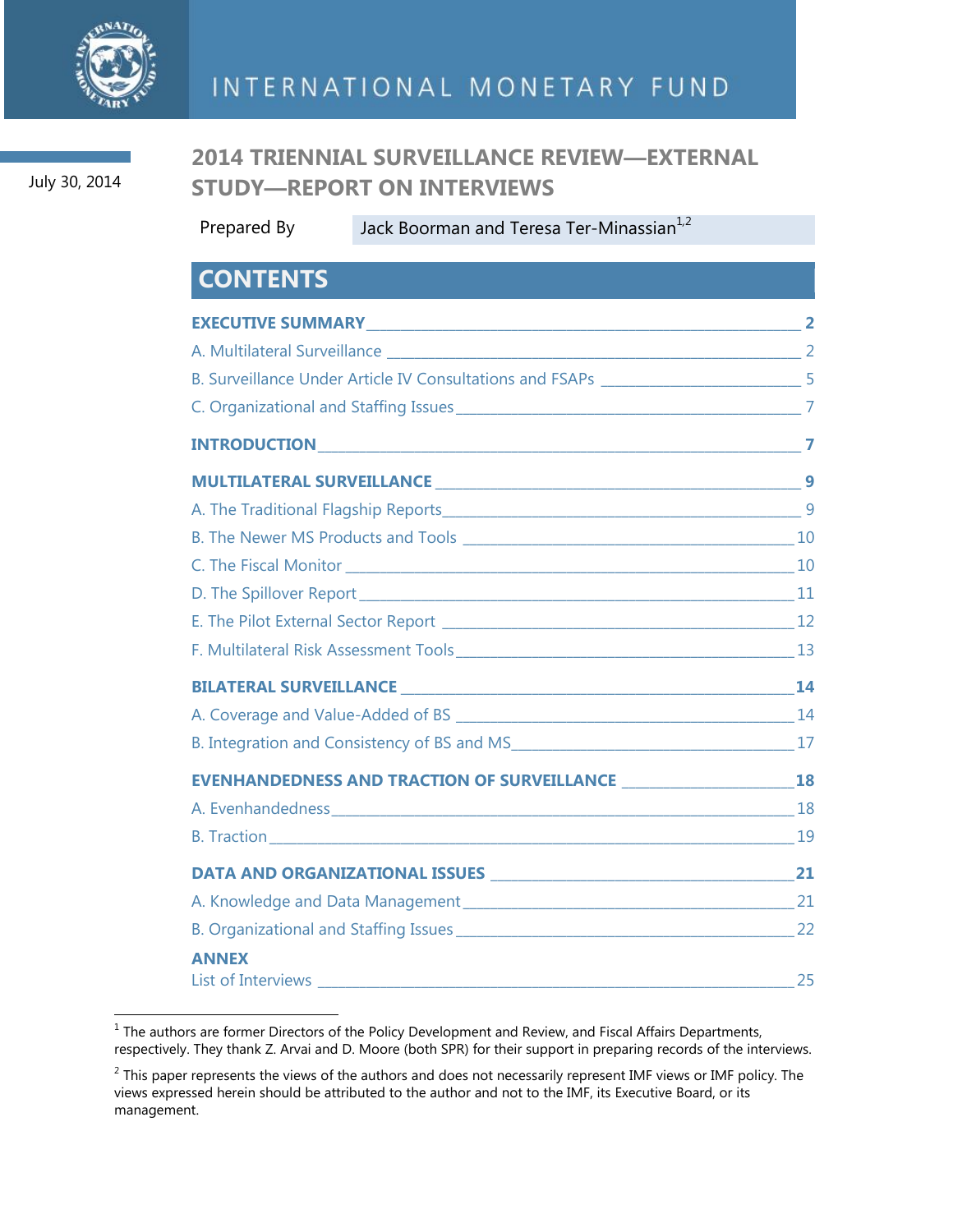# INTERNATIONAL MONETARY FUND

July 30, 2014

# 2014 TRIENNIAL SURVEILLANCE REVIEW—EXTERNAL STUDY—REPORT ON INTERVIEWS

Prepared By Jack Boorman and Teresa Ter-Minassian[1,2]

## CONTENTS

**EXECUTIVE SUMMARY** 2

A. Multilateral Surveillance 2

B. Surveillance Under Article IV Consultations and FSAPs 5

C. Organizational and Staffing Issues 7

**INTRODUCTION** 7

**MULTILATERAL SURVEILLANCE** 9

A. The Traditional Flagship Reports 9

B. The Newer MS Products and Tools 10

C. The Fiscal Monitor 10

D. The Spillover Report 11

E. The Pilot External Sector Report 12

F. Multilateral Risk Assessment Tools 13

**BILATERAL SURVEILLANCE** 14

A. Coverage and Value-Added of BS 14

B. Integration and Consistency of BS and MS 17

**EVENHANDEDNESS AND TRACTION OF SURVEILLANCE** 18

A. Evenhandedness 18

B. Traction 19

**DATA AND ORGANIZATIONAL ISSUES** 21

A. Knowledge and Data Management 21

B. Organizational and Staffing Issues 22

**ANNEX**

List of Interviews 25

---

[1] The authors are former Directors of the Policy Development and Review, and Fiscal Affairs Departments, respectively. They thank Z. Arvai and D. Moore (both SPR) for their support in preparing records of the interviews.

[2] This paper represents the views of the authors and does not necessarily represent IMF views or IMF policy. The views expressed herein should be attributed to the author and not to the IMF, its Executive Board, or its management.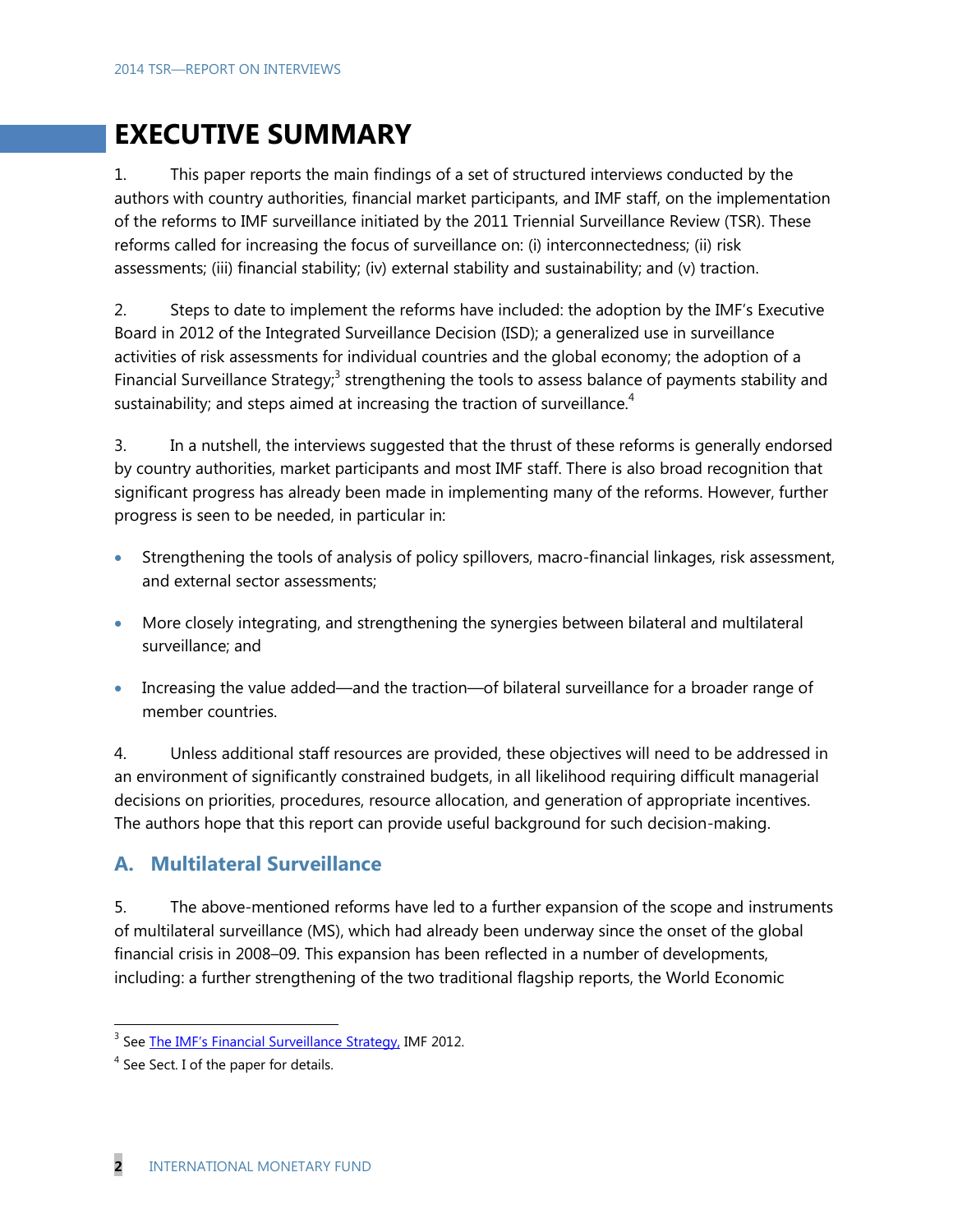# EXECUTIVE SUMMARY

1. This paper reports the main findings of a set of structured interviews conducted by the authors with country authorities, financial market participants, and IMF staff, on the implementation of the reforms to IMF surveillance initiated by the 2011 Triennial Surveillance Review (TSR). These reforms called for increasing the focus of surveillance on: (i) interconnectedness; (ii) risk assessments; (iii) financial stability; (iv) external stability and sustainability; and (v) traction.

2. Steps to date to implement the reforms have included: the adoption by the IMF's Executive Board in 2012 of the Integrated Surveillance Decision (ISD); a generalized use in surveillance activities of risk assessments for individual countries and the global economy; the adoption of a Financial Surveillance Strategy;[3] strengthening the tools to assess balance of payments stability and sustainability; and steps aimed at increasing the traction of surveillance.[4]

3. In a nutshell, the interviews suggested that the thrust of these reforms is generally endorsed by country authorities, market participants and most IMF staff. There is also broad recognition that significant progress has already been made in implementing many of the reforms. However, further progress is seen to be needed, in particular in:

- Strengthening the tools of analysis of policy spillovers, macro-financial linkages, risk assessment, and external sector assessments;
- More closely integrating, and strengthening the synergies between bilateral and multilateral surveillance; and
- Increasing the value added—and the traction—of bilateral surveillance for a broader range of member countries.

4. Unless additional staff resources are provided, these objectives will need to be addressed in an environment of significantly constrained budgets, in all likelihood requiring difficult managerial decisions on priorities, procedures, resource allocation, and generation of appropriate incentives. The authors hope that this report can provide useful background for such decision-making.

## A. Multilateral Surveillance

5. The above-mentioned reforms have led to a further expansion of the scope and instruments of multilateral surveillance (MS), which had already been underway since the onset of the global financial crisis in 2008–09. This expansion has been reflected in a number of developments, including: a further strengthening of the two traditional flagship reports, the World Economic

---

[3] See The IMF's Financial Surveillance Strategy, IMF 2012.

[4] See Sect. I of the paper for details.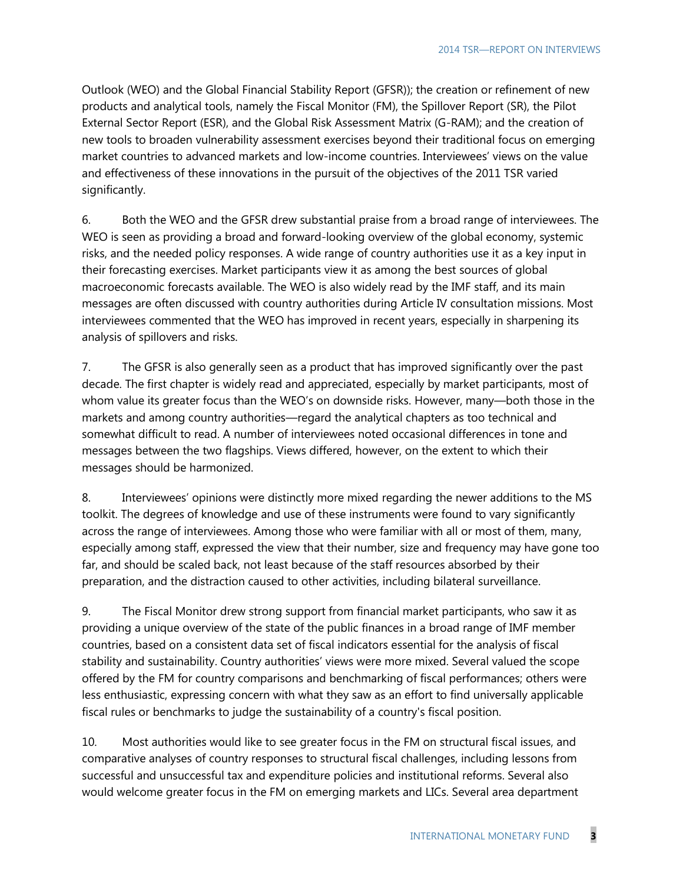Outlook (WEO) and the Global Financial Stability Report (GFSR)); the creation or refinement of new products and analytical tools, namely the Fiscal Monitor (FM), the Spillover Report (SR), the Pilot External Sector Report (ESR), and the Global Risk Assessment Matrix (G-RAM); and the creation of new tools to broaden vulnerability assessment exercises beyond their traditional focus on emerging market countries to advanced markets and low-income countries. Interviewees' views on the value and effectiveness of these innovations in the pursuit of the objectives of the 2011 TSR varied significantly.

6. Both the WEO and the GFSR drew substantial praise from a broad range of interviewees. The WEO is seen as providing a broad and forward-looking overview of the global economy, systemic risks, and the needed policy responses. A wide range of country authorities use it as a key input in their forecasting exercises. Market participants view it as among the best sources of global macroeconomic forecasts available. The WEO is also widely read by the IMF staff, and its main messages are often discussed with country authorities during Article IV consultation missions. Most interviewees commented that the WEO has improved in recent years, especially in sharpening its analysis of spillovers and risks.

7. The GFSR is also generally seen as a product that has improved significantly over the past decade. The first chapter is widely read and appreciated, especially by market participants, most of whom value its greater focus than the WEO's on downside risks. However, many—both those in the markets and among country authorities—regard the analytical chapters as too technical and somewhat difficult to read. A number of interviewees noted occasional differences in tone and messages between the two flagships. Views differed, however, on the extent to which their messages should be harmonized.

8. Interviewees' opinions were distinctly more mixed regarding the newer additions to the MS toolkit. The degrees of knowledge and use of these instruments were found to vary significantly across the range of interviewees. Among those who were familiar with all or most of them, many, especially among staff, expressed the view that their number, size and frequency may have gone too far, and should be scaled back, not least because of the staff resources absorbed by their preparation, and the distraction caused to other activities, including bilateral surveillance.

9. The Fiscal Monitor drew strong support from financial market participants, who saw it as providing a unique overview of the state of the public finances in a broad range of IMF member countries, based on a consistent data set of fiscal indicators essential for the analysis of fiscal stability and sustainability. Country authorities' views were more mixed. Several valued the scope offered by the FM for country comparisons and benchmarking of fiscal performances; others were less enthusiastic, expressing concern with what they saw as an effort to find universally applicable fiscal rules or benchmarks to judge the sustainability of a country's fiscal position.

10. Most authorities would like to see greater focus in the FM on structural fiscal issues, and comparative analyses of country responses to structural fiscal challenges, including lessons from successful and unsuccessful tax and expenditure policies and institutional reforms. Several also would welcome greater focus in the FM on emerging markets and LICs. Several area department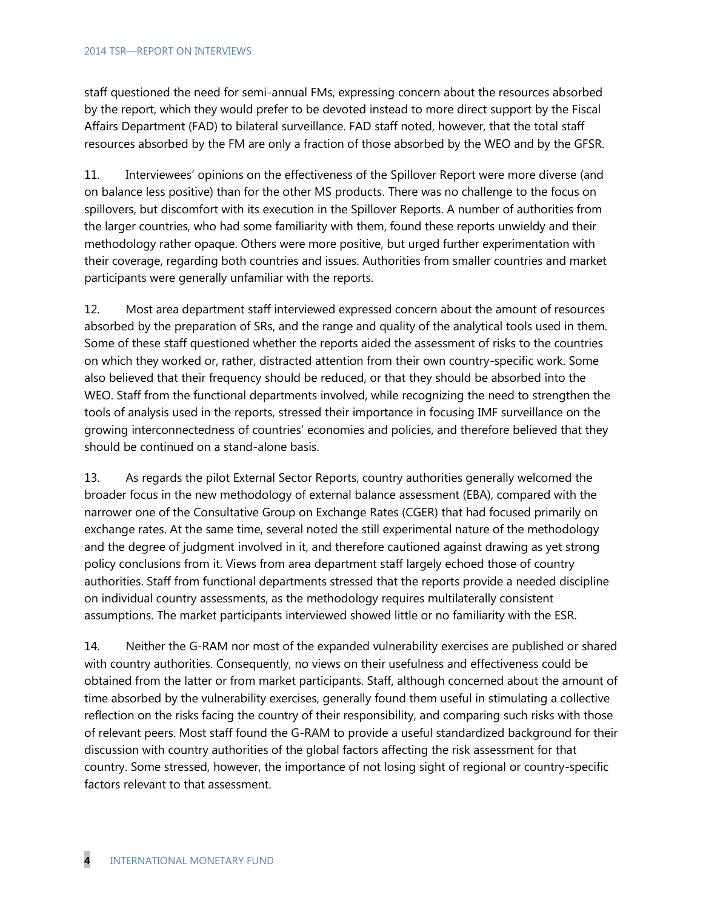staff questioned the need for semi-annual FMs, expressing concern about the resources absorbed by the report, which they would prefer to be devoted instead to more direct support by the Fiscal Affairs Department (FAD) to bilateral surveillance. FAD staff noted, however, that the total staff resources absorbed by the FM are only a fraction of those absorbed by the WEO and by the GFSR.

11. Interviewees' opinions on the effectiveness of the Spillover Report were more diverse (and on balance less positive) than for the other MS products. There was no challenge to the focus on spillovers, but discomfort with its execution in the Spillover Reports. A number of authorities from the larger countries, who had some familiarity with them, found these reports unwieldy and their methodology rather opaque. Others were more positive, but urged further experimentation with their coverage, regarding both countries and issues. Authorities from smaller countries and market participants were generally unfamiliar with the reports.

12. Most area department staff interviewed expressed concern about the amount of resources absorbed by the preparation of SRs, and the range and quality of the analytical tools used in them. Some of these staff questioned whether the reports aided the assessment of risks to the countries on which they worked or, rather, distracted attention from their own country-specific work. Some also believed that their frequency should be reduced, or that they should be absorbed into the WEO. Staff from the functional departments involved, while recognizing the need to strengthen the tools of analysis used in the reports, stressed their importance in focusing IMF surveillance on the growing interconnectedness of countries' economies and policies, and therefore believed that they should be continued on a stand-alone basis.

13. As regards the pilot External Sector Reports, country authorities generally welcomed the broader focus in the new methodology of external balance assessment (EBA), compared with the narrower one of the Consultative Group on Exchange Rates (CGER) that had focused primarily on exchange rates. At the same time, several noted the still experimental nature of the methodology and the degree of judgment involved in it, and therefore cautioned against drawing as yet strong policy conclusions from it. Views from area department staff largely echoed those of country authorities. Staff from functional departments stressed that the reports provide a needed discipline on individual country assessments, as the methodology requires multilaterally consistent assumptions. The market participants interviewed showed little or no familiarity with the ESR.

14. Neither the G-RAM nor most of the expanded vulnerability exercises are published or shared with country authorities. Consequently, no views on their usefulness and effectiveness could be obtained from the latter or from market participants. Staff, although concerned about the amount of time absorbed by the vulnerability exercises, generally found them useful in stimulating a collective reflection on the risks facing the country of their responsibility, and comparing such risks with those of relevant peers. Most staff found the G-RAM to provide a useful standardized background for their discussion with country authorities of the global factors affecting the risk assessment for that country. Some stressed, however, the importance of not losing sight of regional or country-specific factors relevant to that assessment.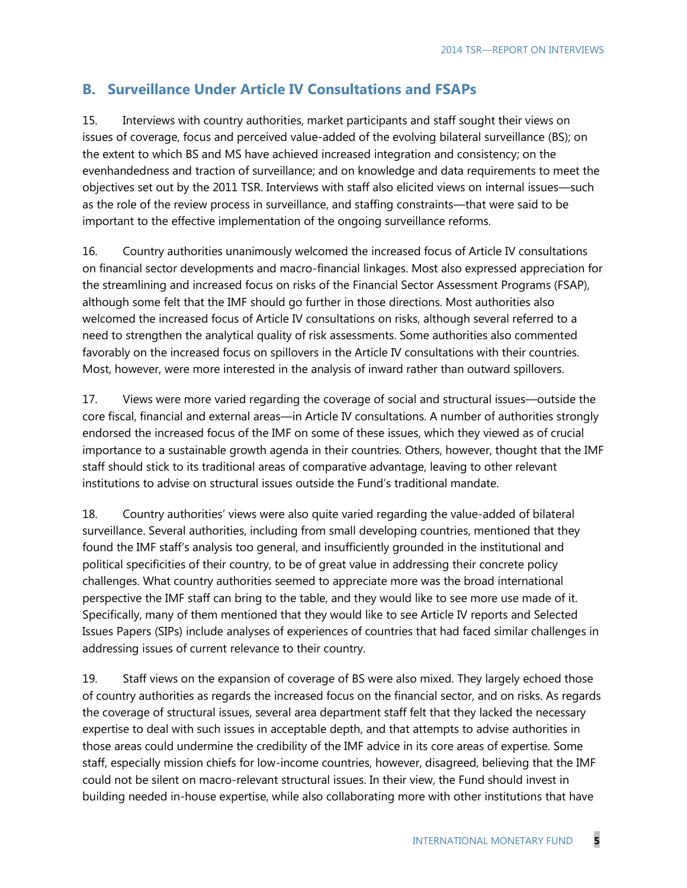## B. Surveillance Under Article IV Consultations and FSAPs

15. Interviews with country authorities, market participants and staff sought their views on issues of coverage, focus and perceived value-added of the evolving bilateral surveillance (BS); on the extent to which BS and MS have achieved increased integration and consistency; on the evenhandedness and traction of surveillance; and on knowledge and data requirements to meet the objectives set out by the 2011 TSR. Interviews with staff also elicited views on internal issues—such as the role of the review process in surveillance, and staffing constraints—that were said to be important to the effective implementation of the ongoing surveillance reforms.

16. Country authorities unanimously welcomed the increased focus of Article IV consultations on financial sector developments and macro-financial linkages. Most also expressed appreciation for the streamlining and increased focus on risks of the Financial Sector Assessment Programs (FSAP), although some felt that the IMF should go further in those directions. Most authorities also welcomed the increased focus of Article IV consultations on risks, although several referred to a need to strengthen the analytical quality of risk assessments. Some authorities also commented favorably on the increased focus on spillovers in the Article IV consultations with their countries. Most, however, were more interested in the analysis of inward rather than outward spillovers.

17. Views were more varied regarding the coverage of social and structural issues—outside the core fiscal, financial and external areas—in Article IV consultations. A number of authorities strongly endorsed the increased focus of the IMF on some of these issues, which they viewed as of crucial importance to a sustainable growth agenda in their countries. Others, however, thought that the IMF staff should stick to its traditional areas of comparative advantage, leaving to other relevant institutions to advise on structural issues outside the Fund's traditional mandate.

18. Country authorities' views were also quite varied regarding the value-added of bilateral surveillance. Several authorities, including from small developing countries, mentioned that they found the IMF staff's analysis too general, and insufficiently grounded in the institutional and political specificities of their country, to be of great value in addressing their concrete policy challenges. What country authorities seemed to appreciate more was the broad international perspective the IMF staff can bring to the table, and they would like to see more use made of it. Specifically, many of them mentioned that they would like to see Article IV reports and Selected Issues Papers (SIPs) include analyses of experiences of countries that had faced similar challenges in addressing issues of current relevance to their country.

19. Staff views on the expansion of coverage of BS were also mixed. They largely echoed those of country authorities as regards the increased focus on the financial sector, and on risks. As regards the coverage of structural issues, several area department staff felt that they lacked the necessary expertise to deal with such issues in acceptable depth, and that attempts to advise authorities in those areas could undermine the credibility of the IMF advice in its core areas of expertise. Some staff, especially mission chiefs for low-income countries, however, disagreed, believing that the IMF could not be silent on macro-relevant structural issues. In their view, the Fund should invest in building needed in-house expertise, while also collaborating more with other institutions that have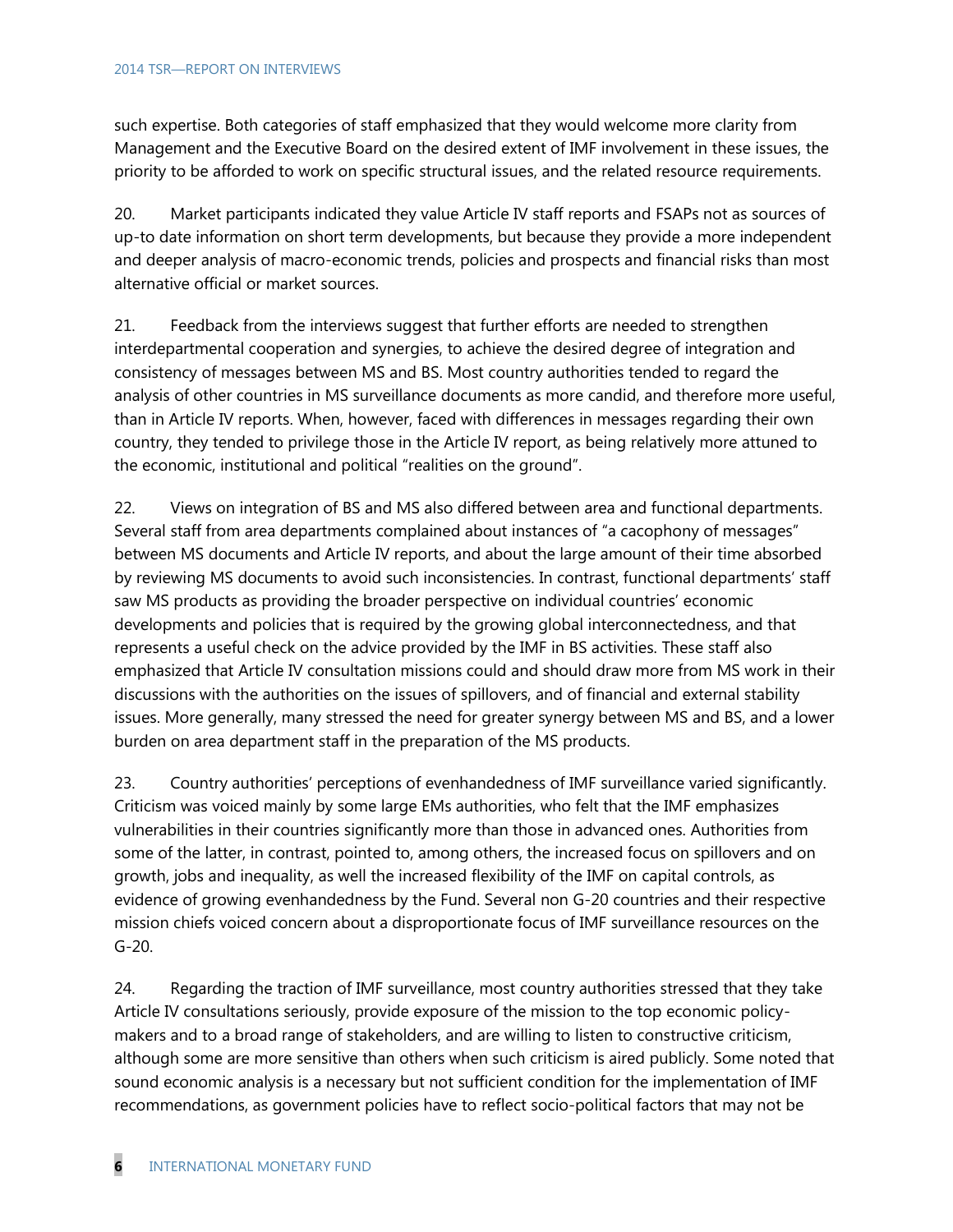such expertise. Both categories of staff emphasized that they would welcome more clarity from Management and the Executive Board on the desired extent of IMF involvement in these issues, the priority to be afforded to work on specific structural issues, and the related resource requirements.

20. Market participants indicated they value Article IV staff reports and FSAPs not as sources of up-to date information on short term developments, but because they provide a more independent and deeper analysis of macro-economic trends, policies and prospects and financial risks than most alternative official or market sources.

21. Feedback from the interviews suggest that further efforts are needed to strengthen interdepartmental cooperation and synergies, to achieve the desired degree of integration and consistency of messages between MS and BS. Most country authorities tended to regard the analysis of other countries in MS surveillance documents as more candid, and therefore more useful, than in Article IV reports. When, however, faced with differences in messages regarding their own country, they tended to privilege those in the Article IV report, as being relatively more attuned to the economic, institutional and political "realities on the ground".

22. Views on integration of BS and MS also differed between area and functional departments. Several staff from area departments complained about instances of "a cacophony of messages" between MS documents and Article IV reports, and about the large amount of their time absorbed by reviewing MS documents to avoid such inconsistencies. In contrast, functional departments' staff saw MS products as providing the broader perspective on individual countries' economic developments and policies that is required by the growing global interconnectedness, and that represents a useful check on the advice provided by the IMF in BS activities. These staff also emphasized that Article IV consultation missions could and should draw more from MS work in their discussions with the authorities on the issues of spillovers, and of financial and external stability issues. More generally, many stressed the need for greater synergy between MS and BS, and a lower burden on area department staff in the preparation of the MS products.

23. Country authorities' perceptions of evenhandedness of IMF surveillance varied significantly. Criticism was voiced mainly by some large EMs authorities, who felt that the IMF emphasizes vulnerabilities in their countries significantly more than those in advanced ones. Authorities from some of the latter, in contrast, pointed to, among others, the increased focus on spillovers and on growth, jobs and inequality, as well the increased flexibility of the IMF on capital controls, as evidence of growing evenhandedness by the Fund. Several non G-20 countries and their respective mission chiefs voiced concern about a disproportionate focus of IMF surveillance resources on the G-20.

24. Regarding the traction of IMF surveillance, most country authorities stressed that they take Article IV consultations seriously, provide exposure of the mission to the top economic policy-makers and to a broad range of stakeholders, and are willing to listen to constructive criticism, although some are more sensitive than others when such criticism is aired publicly. Some noted that sound economic analysis is a necessary but not sufficient condition for the implementation of IMF recommendations, as government policies have to reflect socio-political factors that may not be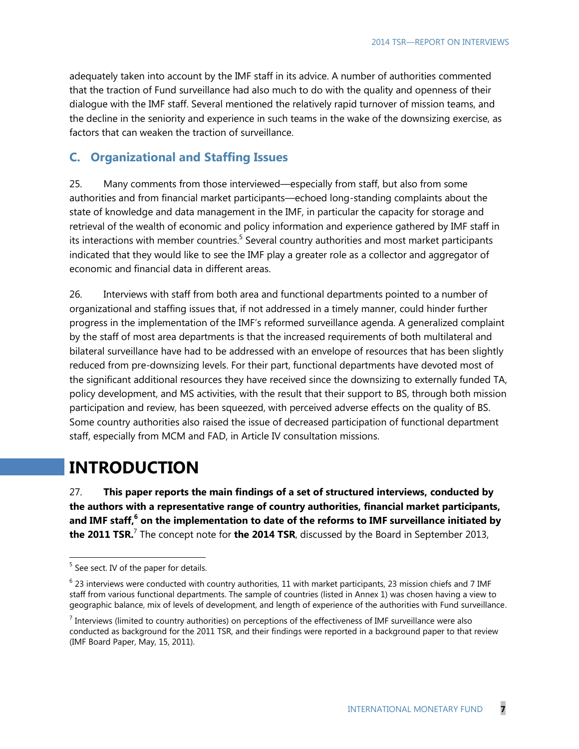adequately taken into account by the IMF staff in its advice. A number of authorities commented that the traction of Fund surveillance had also much to do with the quality and openness of their dialogue with the IMF staff. Several mentioned the relatively rapid turnover of mission teams, and the decline in the seniority and experience in such teams in the wake of the downsizing exercise, as factors that can weaken the traction of surveillance.

### C. Organizational and Staffing Issues

25. Many comments from those interviewed—especially from staff, but also from some authorities and from financial market participants—echoed long-standing complaints about the state of knowledge and data management in the IMF, in particular the capacity for storage and retrieval of the wealth of economic and policy information and experience gathered by IMF staff in its interactions with member countries.[5] Several country authorities and most market participants indicated that they would like to see the IMF play a greater role as a collector and aggregator of economic and financial data in different areas.

26. Interviews with staff from both area and functional departments pointed to a number of organizational and staffing issues that, if not addressed in a timely manner, could hinder further progress in the implementation of the IMF's reformed surveillance agenda. A generalized complaint by the staff of most area departments is that the increased requirements of both multilateral and bilateral surveillance have had to be addressed with an envelope of resources that has been slightly reduced from pre-downsizing levels. For their part, functional departments have devoted most of the significant additional resources they have received since the downsizing to externally funded TA, policy development, and MS activities, with the result that their support to BS, through both mission participation and review, has been squeezed, with perceived adverse effects on the quality of BS. Some country authorities also raised the issue of decreased participation of functional department staff, especially from MCM and FAD, in Article IV consultation missions.

# INTRODUCTION

27. **This paper reports the main findings of a set of structured interviews, conducted by the authors with a representative range of country authorities, financial market participants, and IMF staff,[6] on the implementation to date of the reforms to IMF surveillance initiated by the 2011 TSR.**[7] The concept note for **the 2014 TSR**, discussed by the Board in September 2013,

[5] See sect. IV of the paper for details.

[6] 23 interviews were conducted with country authorities, 11 with market participants, 23 mission chiefs and 7 IMF staff from various functional departments. The sample of countries (listed in Annex 1) was chosen having a view to geographic balance, mix of levels of development, and length of experience of the authorities with Fund surveillance.

[7] Interviews (limited to country authorities) on perceptions of the effectiveness of IMF surveillance were also conducted as background for the 2011 TSR, and their findings were reported in a background paper to that review (IMF Board Paper, May, 15, 2011).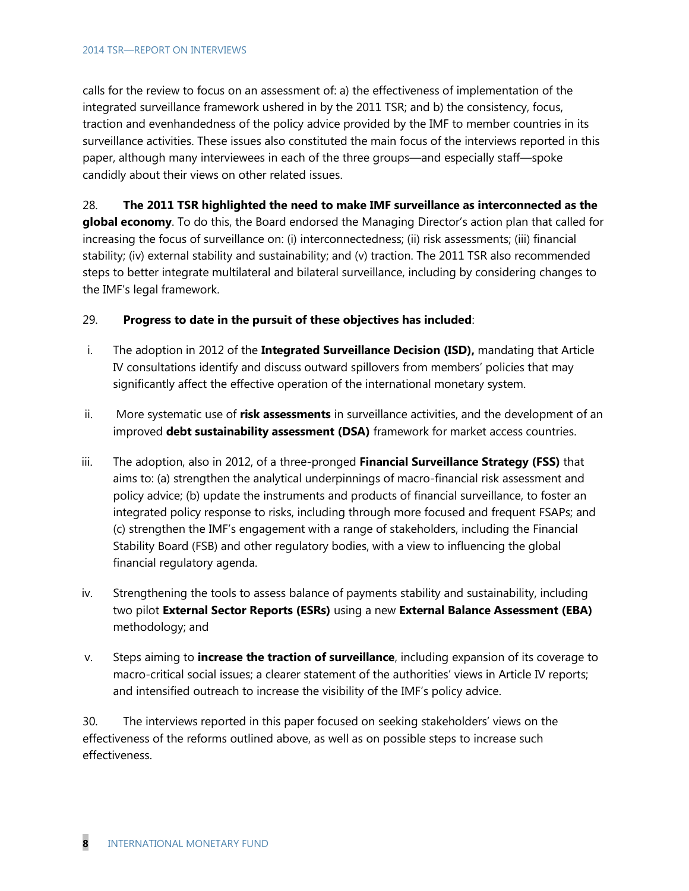calls for the review to focus on an assessment of: a) the effectiveness of implementation of the integrated surveillance framework ushered in by the 2011 TSR; and b) the consistency, focus, traction and evenhandedness of the policy advice provided by the IMF to member countries in its surveillance activities. These issues also constituted the main focus of the interviews reported in this paper, although many interviewees in each of the three groups—and especially staff—spoke candidly about their views on other related issues.

28. **The 2011 TSR highlighted the need to make IMF surveillance as interconnected as the global economy**. To do this, the Board endorsed the Managing Director's action plan that called for increasing the focus of surveillance on: (i) interconnectedness; (ii) risk assessments; (iii) financial stability; (iv) external stability and sustainability; and (v) traction. The 2011 TSR also recommended steps to better integrate multilateral and bilateral surveillance, including by considering changes to the IMF's legal framework.

29. **Progress to date in the pursuit of these objectives has included**:

i. The adoption in 2012 of the **Integrated Surveillance Decision (ISD),** mandating that Article IV consultations identify and discuss outward spillovers from members' policies that may significantly affect the effective operation of the international monetary system.

ii. More systematic use of **risk assessments** in surveillance activities, and the development of an improved **debt sustainability assessment (DSA)** framework for market access countries.

iii. The adoption, also in 2012, of a three-pronged **Financial Surveillance Strategy (FSS)** that aims to: (a) strengthen the analytical underpinnings of macro-financial risk assessment and policy advice; (b) update the instruments and products of financial surveillance, to foster an integrated policy response to risks, including through more focused and frequent FSAPs; and (c) strengthen the IMF's engagement with a range of stakeholders, including the Financial Stability Board (FSB) and other regulatory bodies, with a view to influencing the global financial regulatory agenda.

iv. Strengthening the tools to assess balance of payments stability and sustainability, including two pilot **External Sector Reports (ESRs)** using a new **External Balance Assessment (EBA)** methodology; and

v. Steps aiming to **increase the traction of surveillance**, including expansion of its coverage to macro-critical social issues; a clearer statement of the authorities' views in Article IV reports; and intensified outreach to increase the visibility of the IMF's policy advice.

30. The interviews reported in this paper focused on seeking stakeholders' views on the effectiveness of the reforms outlined above, as well as on possible steps to increase such effectiveness.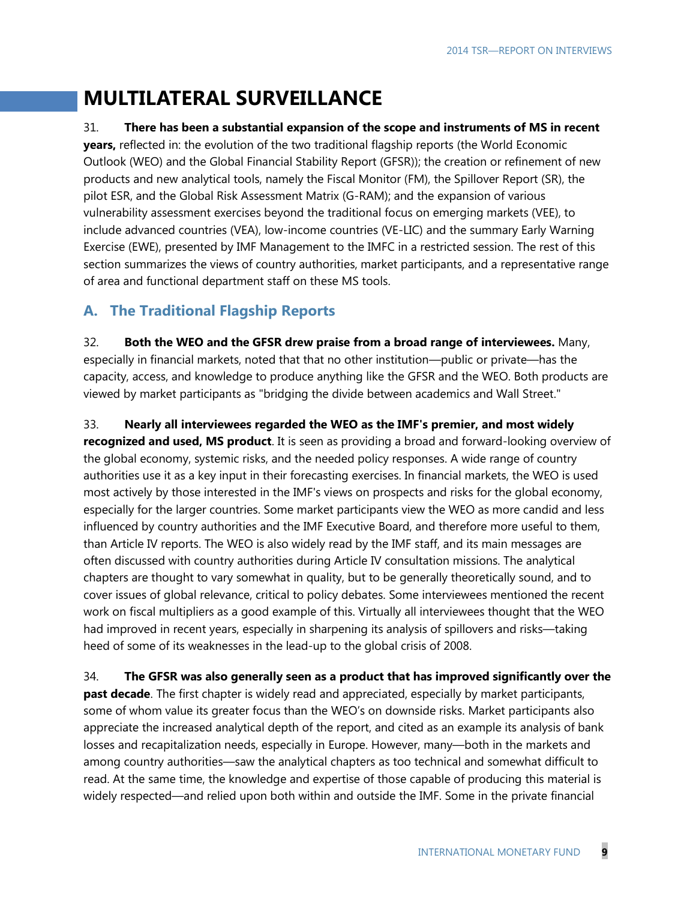# MULTILATERAL SURVEILLANCE

31. **There has been a substantial expansion of the scope and instruments of MS in recent years,** reflected in: the evolution of the two traditional flagship reports (the World Economic Outlook (WEO) and the Global Financial Stability Report (GFSR)); the creation or refinement of new products and new analytical tools, namely the Fiscal Monitor (FM), the Spillover Report (SR), the pilot ESR, and the Global Risk Assessment Matrix (G-RAM); and the expansion of various vulnerability assessment exercises beyond the traditional focus on emerging markets (VEE), to include advanced countries (VEA), low-income countries (VE-LIC) and the summary Early Warning Exercise (EWE), presented by IMF Management to the IMFC in a restricted session. The rest of this section summarizes the views of country authorities, market participants, and a representative range of area and functional department staff on these MS tools.

## A. The Traditional Flagship Reports

32. **Both the WEO and the GFSR drew praise from a broad range of interviewees.** Many, especially in financial markets, noted that that no other institution—public or private—has the capacity, access, and knowledge to produce anything like the GFSR and the WEO. Both products are viewed by market participants as "bridging the divide between academics and Wall Street."

33. **Nearly all interviewees regarded the WEO as the IMF's premier, and most widely recognized and used, MS product**. It is seen as providing a broad and forward-looking overview of the global economy, systemic risks, and the needed policy responses. A wide range of country authorities use it as a key input in their forecasting exercises. In financial markets, the WEO is used most actively by those interested in the IMF's views on prospects and risks for the global economy, especially for the larger countries. Some market participants view the WEO as more candid and less influenced by country authorities and the IMF Executive Board, and therefore more useful to them, than Article IV reports. The WEO is also widely read by the IMF staff, and its main messages are often discussed with country authorities during Article IV consultation missions. The analytical chapters are thought to vary somewhat in quality, but to be generally theoretically sound, and to cover issues of global relevance, critical to policy debates. Some interviewees mentioned the recent work on fiscal multipliers as a good example of this. Virtually all interviewees thought that the WEO had improved in recent years, especially in sharpening its analysis of spillovers and risks—taking heed of some of its weaknesses in the lead-up to the global crisis of 2008.

34. **The GFSR was also generally seen as a product that has improved significantly over the past decade**. The first chapter is widely read and appreciated, especially by market participants, some of whom value its greater focus than the WEO's on downside risks. Market participants also appreciate the increased analytical depth of the report, and cited as an example its analysis of bank losses and recapitalization needs, especially in Europe. However, many—both in the markets and among country authorities—saw the analytical chapters as too technical and somewhat difficult to read. At the same time, the knowledge and expertise of those capable of producing this material is widely respected—and relied upon both within and outside the IMF. Some in the private financial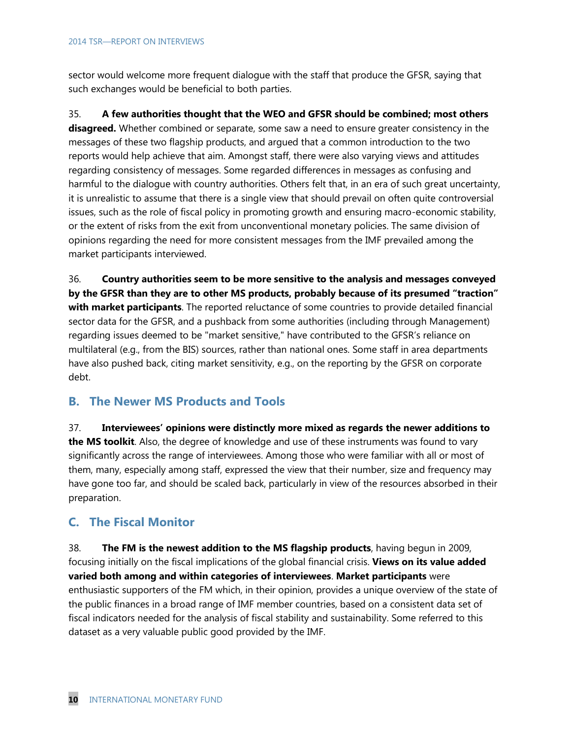sector would welcome more frequent dialogue with the staff that produce the GFSR, saying that such exchanges would be beneficial to both parties.

35. **A few authorities thought that the WEO and GFSR should be combined; most others disagreed.** Whether combined or separate, some saw a need to ensure greater consistency in the messages of these two flagship products, and argued that a common introduction to the two reports would help achieve that aim. Amongst staff, there were also varying views and attitudes regarding consistency of messages. Some regarded differences in messages as confusing and harmful to the dialogue with country authorities. Others felt that, in an era of such great uncertainty, it is unrealistic to assume that there is a single view that should prevail on often quite controversial issues, such as the role of fiscal policy in promoting growth and ensuring macro-economic stability, or the extent of risks from the exit from unconventional monetary policies. The same division of opinions regarding the need for more consistent messages from the IMF prevailed among the market participants interviewed.

36. **Country authorities seem to be more sensitive to the analysis and messages conveyed by the GFSR than they are to other MS products, probably because of its presumed "traction" with market participants**. The reported reluctance of some countries to provide detailed financial sector data for the GFSR, and a pushback from some authorities (including through Management) regarding issues deemed to be "market sensitive," have contributed to the GFSR's reliance on multilateral (e.g., from the BIS) sources, rather than national ones. Some staff in area departments have also pushed back, citing market sensitivity, e.g., on the reporting by the GFSR on corporate debt.

## B. The Newer MS Products and Tools

37. **Interviewees' opinions were distinctly more mixed as regards the newer additions to the MS toolkit**. Also, the degree of knowledge and use of these instruments was found to vary significantly across the range of interviewees. Among those who were familiar with all or most of them, many, especially among staff, expressed the view that their number, size and frequency may have gone too far, and should be scaled back, particularly in view of the resources absorbed in their preparation.

## C. The Fiscal Monitor

38. **The FM is the newest addition to the MS flagship products**, having begun in 2009, focusing initially on the fiscal implications of the global financial crisis. **Views on its value added varied both among and within categories of interviewees**. **Market participants** were enthusiastic supporters of the FM which, in their opinion, provides a unique overview of the state of the public finances in a broad range of IMF member countries, based on a consistent data set of fiscal indicators needed for the analysis of fiscal stability and sustainability. Some referred to this dataset as a very valuable public good provided by the IMF.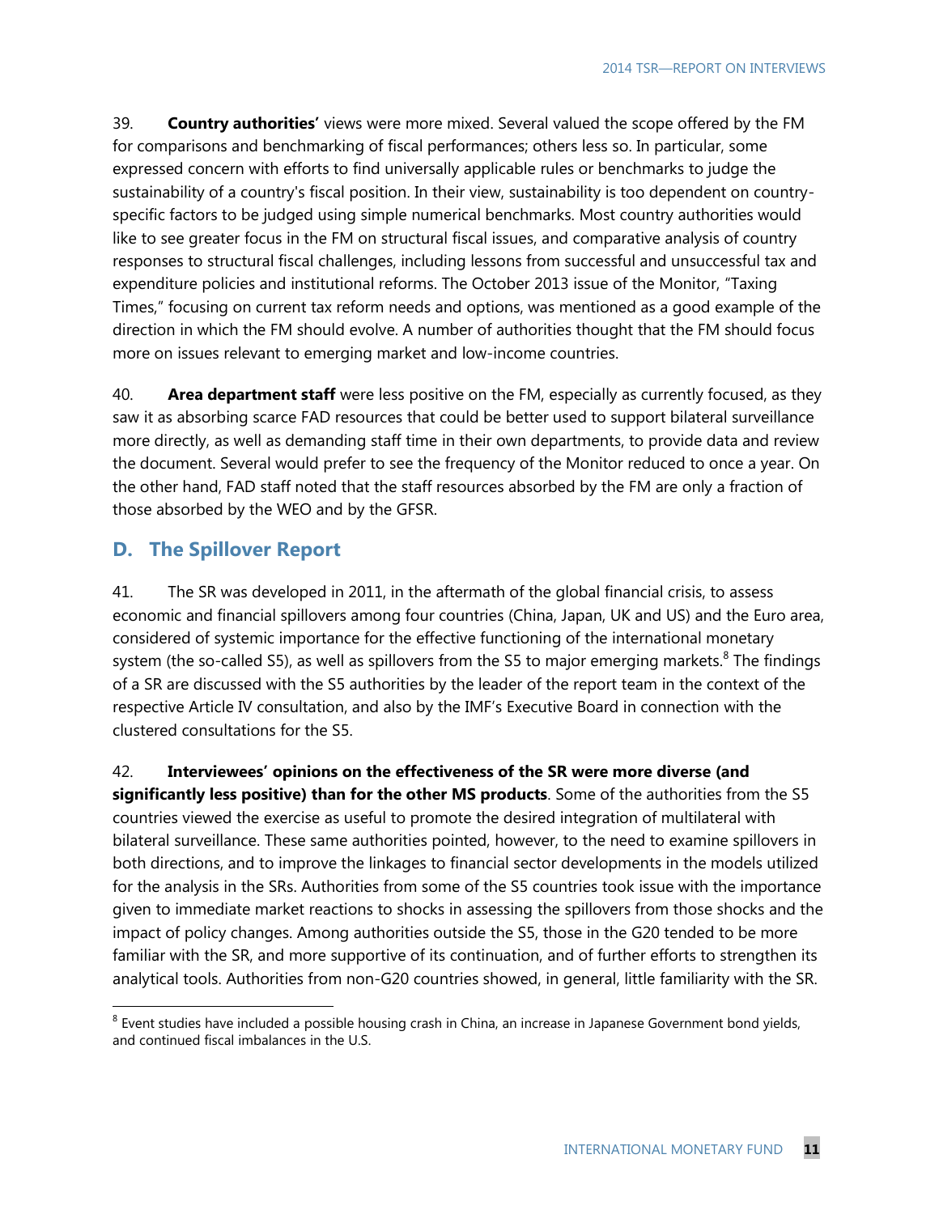39. **Country authorities'** views were more mixed. Several valued the scope offered by the FM for comparisons and benchmarking of fiscal performances; others less so. In particular, some expressed concern with efforts to find universally applicable rules or benchmarks to judge the sustainability of a country's fiscal position. In their view, sustainability is too dependent on country-specific factors to be judged using simple numerical benchmarks. Most country authorities would like to see greater focus in the FM on structural fiscal issues, and comparative analysis of country responses to structural fiscal challenges, including lessons from successful and unsuccessful tax and expenditure policies and institutional reforms. The October 2013 issue of the Monitor, "Taxing Times," focusing on current tax reform needs and options, was mentioned as a good example of the direction in which the FM should evolve. A number of authorities thought that the FM should focus more on issues relevant to emerging market and low-income countries.

40. **Area department staff** were less positive on the FM, especially as currently focused, as they saw it as absorbing scarce FAD resources that could be better used to support bilateral surveillance more directly, as well as demanding staff time in their own departments, to provide data and review the document. Several would prefer to see the frequency of the Monitor reduced to once a year. On the other hand, FAD staff noted that the staff resources absorbed by the FM are only a fraction of those absorbed by the WEO and by the GFSR.

## D. The Spillover Report

41. The SR was developed in 2011, in the aftermath of the global financial crisis, to assess economic and financial spillovers among four countries (China, Japan, UK and US) and the Euro area, considered of systemic importance for the effective functioning of the international monetary system (the so-called S5), as well as spillovers from the S5 to major emerging markets.[8] The findings of a SR are discussed with the S5 authorities by the leader of the report team in the context of the respective Article IV consultation, and also by the IMF's Executive Board in connection with the clustered consultations for the S5.

42. **Interviewees' opinions on the effectiveness of the SR were more diverse (and significantly less positive) than for the other MS products**. Some of the authorities from the S5 countries viewed the exercise as useful to promote the desired integration of multilateral with bilateral surveillance. These same authorities pointed, however, to the need to examine spillovers in both directions, and to improve the linkages to financial sector developments in the models utilized for the analysis in the SRs. Authorities from some of the S5 countries took issue with the importance given to immediate market reactions to shocks in assessing the spillovers from those shocks and the impact of policy changes. Among authorities outside the S5, those in the G20 tended to be more familiar with the SR, and more supportive of its continuation, and of further efforts to strengthen its analytical tools. Authorities from non-G20 countries showed, in general, little familiarity with the SR.

[8] Event studies have included a possible housing crash in China, an increase in Japanese Government bond yields, and continued fiscal imbalances in the U.S.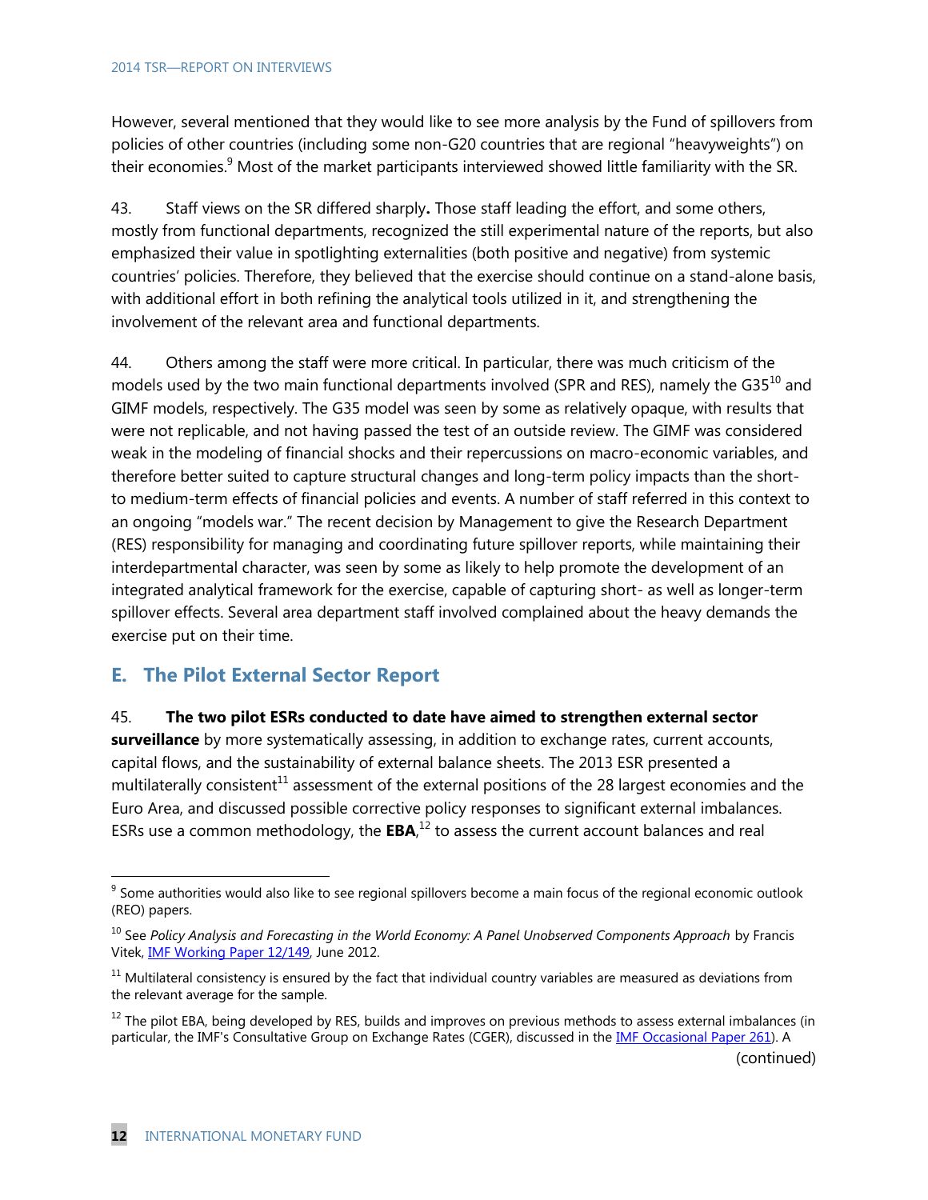However, several mentioned that they would like to see more analysis by the Fund of spillovers from policies of other countries (including some non-G20 countries that are regional "heavyweights") on their economies.[9] Most of the market participants interviewed showed little familiarity with the SR.

43. Staff views on the SR differed sharply**.** Those staff leading the effort, and some others, mostly from functional departments, recognized the still experimental nature of the reports, but also emphasized their value in spotlighting externalities (both positive and negative) from systemic countries' policies. Therefore, they believed that the exercise should continue on a stand-alone basis, with additional effort in both refining the analytical tools utilized in it, and strengthening the involvement of the relevant area and functional departments.

44. Others among the staff were more critical. In particular, there was much criticism of the models used by the two main functional departments involved (SPR and RES), namely the G35[10] and GIMF models, respectively. The G35 model was seen by some as relatively opaque, with results that were not replicable, and not having passed the test of an outside review. The GIMF was considered weak in the modeling of financial shocks and their repercussions on macro-economic variables, and therefore better suited to capture structural changes and long-term policy impacts than the short- to medium-term effects of financial policies and events. A number of staff referred in this context to an ongoing "models war." The recent decision by Management to give the Research Department (RES) responsibility for managing and coordinating future spillover reports, while maintaining their interdepartmental character, was seen by some as likely to help promote the development of an integrated analytical framework for the exercise, capable of capturing short- as well as longer-term spillover effects. Several area department staff involved complained about the heavy demands the exercise put on their time.

## E. The Pilot External Sector Report

45. **The two pilot ESRs conducted to date have aimed to strengthen external sector surveillance** by more systematically assessing, in addition to exchange rates, current accounts, capital flows, and the sustainability of external balance sheets. The 2013 ESR presented a multilaterally consistent[11] assessment of the external positions of the 28 largest economies and the Euro Area, and discussed possible corrective policy responses to significant external imbalances. ESRs use a common methodology, the **EBA**,[12] to assess the current account balances and real

---

[9] Some authorities would also like to see regional spillovers become a main focus of the regional economic outlook (REO) papers.

[10] See *Policy Analysis and Forecasting in the World Economy: A Panel Unobserved Components Approach* by Francis Vitek, IMF Working Paper 12/149, June 2012.

[11] Multilateral consistency is ensured by the fact that individual country variables are measured as deviations from the relevant average for the sample.

[12] The pilot EBA, being developed by RES, builds and improves on previous methods to assess external imbalances (in particular, the IMF's Consultative Group on Exchange Rates (CGER), discussed in the IMF Occasional Paper 261). A (continued)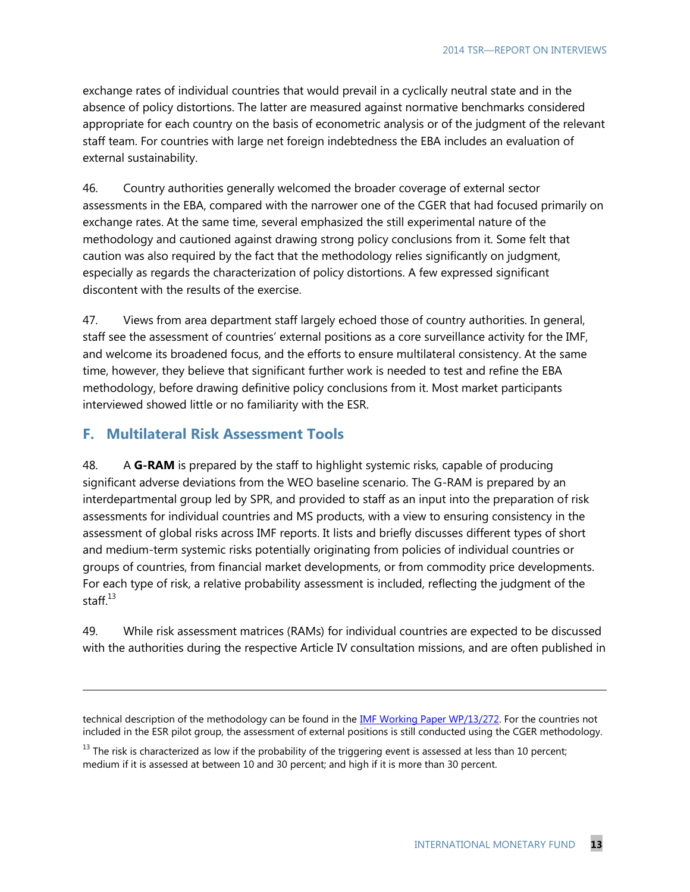exchange rates of individual countries that would prevail in a cyclically neutral state and in the absence of policy distortions. The latter are measured against normative benchmarks considered appropriate for each country on the basis of econometric analysis or of the judgment of the relevant staff team. For countries with large net foreign indebtedness the EBA includes an evaluation of external sustainability.

46. Country authorities generally welcomed the broader coverage of external sector assessments in the EBA, compared with the narrower one of the CGER that had focused primarily on exchange rates. At the same time, several emphasized the still experimental nature of the methodology and cautioned against drawing strong policy conclusions from it. Some felt that caution was also required by the fact that the methodology relies significantly on judgment, especially as regards the characterization of policy distortions. A few expressed significant discontent with the results of the exercise.

47. Views from area department staff largely echoed those of country authorities. In general, staff see the assessment of countries' external positions as a core surveillance activity for the IMF, and welcome its broadened focus, and the efforts to ensure multilateral consistency. At the same time, however, they believe that significant further work is needed to test and refine the EBA methodology, before drawing definitive policy conclusions from it. Most market participants interviewed showed little or no familiarity with the ESR.

## F. Multilateral Risk Assessment Tools

48. A **G-RAM** is prepared by the staff to highlight systemic risks, capable of producing significant adverse deviations from the WEO baseline scenario. The G-RAM is prepared by an interdepartmental group led by SPR, and provided to staff as an input into the preparation of risk assessments for individual countries and MS products, with a view to ensuring consistency in the assessment of global risks across IMF reports. It lists and briefly discusses different types of short and medium-term systemic risks potentially originating from policies of individual countries or groups of countries, from financial market developments, or from commodity price developments. For each type of risk, a relative probability assessment is included, reflecting the judgment of the staff.[13]

49. While risk assessment matrices (RAMs) for individual countries are expected to be discussed with the authorities during the respective Article IV consultation missions, and are often published in

---

technical description of the methodology can be found in the IMF Working Paper WP/13/272. For the countries not included in the ESR pilot group, the assessment of external positions is still conducted using the CGER methodology.

[13] The risk is characterized as low if the probability of the triggering event is assessed at less than 10 percent; medium if it is assessed at between 10 and 30 percent; and high if it is more than 30 percent.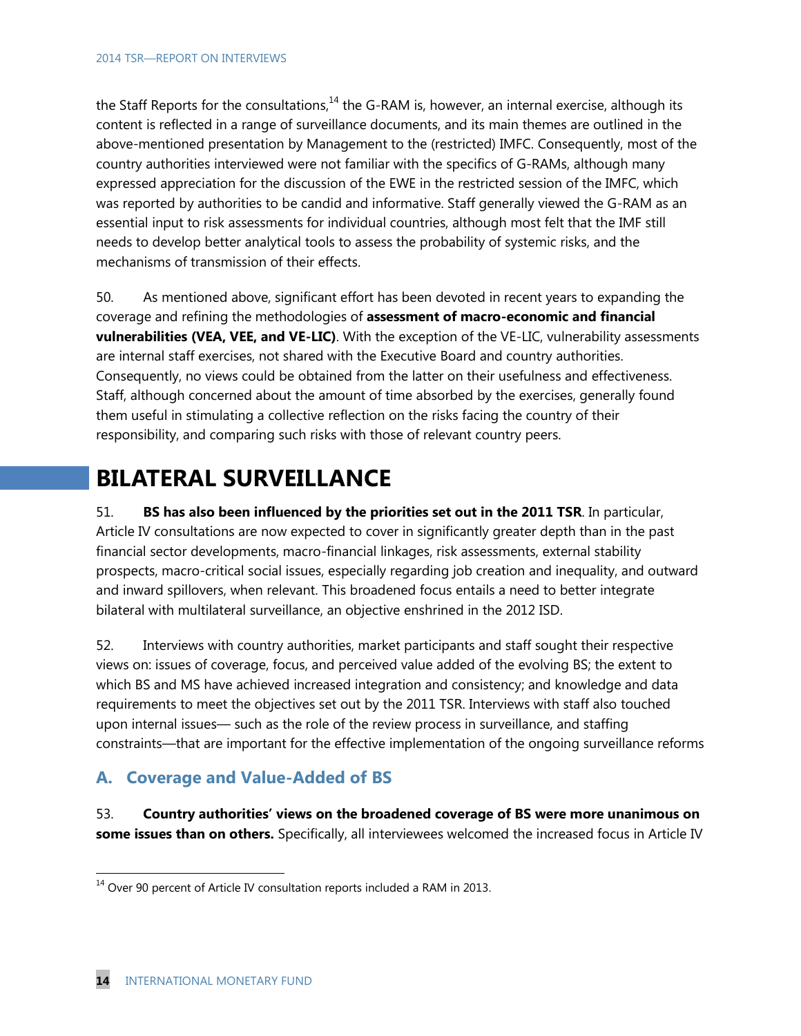the Staff Reports for the consultations,[14] the G-RAM is, however, an internal exercise, although its content is reflected in a range of surveillance documents, and its main themes are outlined in the above-mentioned presentation by Management to the (restricted) IMFC. Consequently, most of the country authorities interviewed were not familiar with the specifics of G-RAMs, although many expressed appreciation for the discussion of the EWE in the restricted session of the IMFC, which was reported by authorities to be candid and informative. Staff generally viewed the G-RAM as an essential input to risk assessments for individual countries, although most felt that the IMF still needs to develop better analytical tools to assess the probability of systemic risks, and the mechanisms of transmission of their effects.

50. As mentioned above, significant effort has been devoted in recent years to expanding the coverage and refining the methodologies of **assessment of macro-economic and financial vulnerabilities (VEA, VEE, and VE-LIC)**. With the exception of the VE-LIC, vulnerability assessments are internal staff exercises, not shared with the Executive Board and country authorities. Consequently, no views could be obtained from the latter on their usefulness and effectiveness. Staff, although concerned about the amount of time absorbed by the exercises, generally found them useful in stimulating a collective reflection on the risks facing the country of their responsibility, and comparing such risks with those of relevant country peers.

# BILATERAL SURVEILLANCE

51. **BS has also been influenced by the priorities set out in the 2011 TSR**. In particular, Article IV consultations are now expected to cover in significantly greater depth than in the past financial sector developments, macro-financial linkages, risk assessments, external stability prospects, macro-critical social issues, especially regarding job creation and inequality, and outward and inward spillovers, when relevant. This broadened focus entails a need to better integrate bilateral with multilateral surveillance, an objective enshrined in the 2012 ISD.

52. Interviews with country authorities, market participants and staff sought their respective views on: issues of coverage, focus, and perceived value added of the evolving BS; the extent to which BS and MS have achieved increased integration and consistency; and knowledge and data requirements to meet the objectives set out by the 2011 TSR. Interviews with staff also touched upon internal issues— such as the role of the review process in surveillance, and staffing constraints—that are important for the effective implementation of the ongoing surveillance reforms

## A. Coverage and Value-Added of BS

53. **Country authorities' views on the broadened coverage of BS were more unanimous on some issues than on others.** Specifically, all interviewees welcomed the increased focus in Article IV

[14] Over 90 percent of Article IV consultation reports included a RAM in 2013.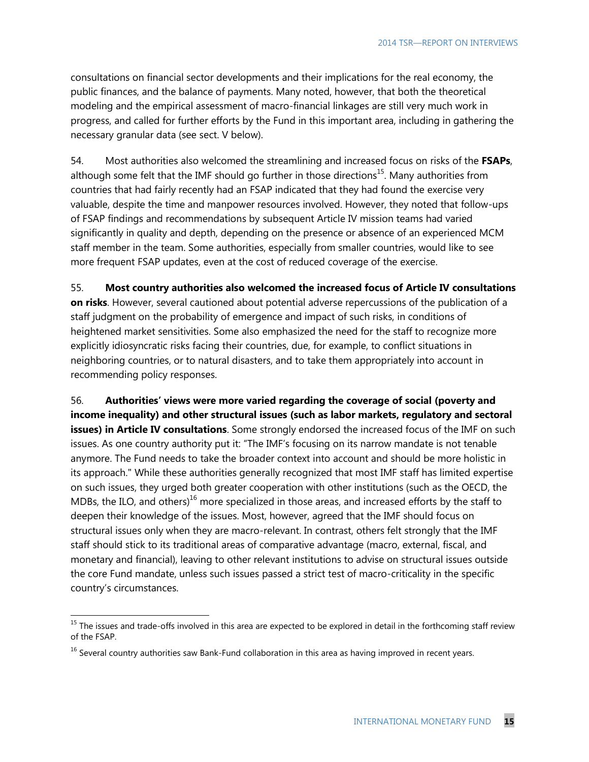consultations on financial sector developments and their implications for the real economy, the public finances, and the balance of payments. Many noted, however, that both the theoretical modeling and the empirical assessment of macro-financial linkages are still very much work in progress, and called for further efforts by the Fund in this important area, including in gathering the necessary granular data (see sect. V below).

54. Most authorities also welcomed the streamlining and increased focus on risks of the **FSAPs**, although some felt that the IMF should go further in those directions[15]. Many authorities from countries that had fairly recently had an FSAP indicated that they had found the exercise very valuable, despite the time and manpower resources involved. However, they noted that follow-ups of FSAP findings and recommendations by subsequent Article IV mission teams had varied significantly in quality and depth, depending on the presence or absence of an experienced MCM staff member in the team. Some authorities, especially from smaller countries, would like to see more frequent FSAP updates, even at the cost of reduced coverage of the exercise.

55. **Most country authorities also welcomed the increased focus of Article IV consultations on risks**. However, several cautioned about potential adverse repercussions of the publication of a staff judgment on the probability of emergence and impact of such risks, in conditions of heightened market sensitivities. Some also emphasized the need for the staff to recognize more explicitly idiosyncratic risks facing their countries, due, for example, to conflict situations in neighboring countries, or to natural disasters, and to take them appropriately into account in recommending policy responses.

56. **Authorities' views were more varied regarding the coverage of social (poverty and income inequality) and other structural issues (such as labor markets, regulatory and sectoral issues) in Article IV consultations**. Some strongly endorsed the increased focus of the IMF on such issues. As one country authority put it: "The IMF's focusing on its narrow mandate is not tenable anymore. The Fund needs to take the broader context into account and should be more holistic in its approach." While these authorities generally recognized that most IMF staff has limited expertise on such issues, they urged both greater cooperation with other institutions (such as the OECD, the MDBs, the ILO, and others)[16] more specialized in those areas, and increased efforts by the staff to deepen their knowledge of the issues. Most, however, agreed that the IMF should focus on structural issues only when they are macro-relevant. In contrast, others felt strongly that the IMF staff should stick to its traditional areas of comparative advantage (macro, external, fiscal, and monetary and financial), leaving to other relevant institutions to advise on structural issues outside the core Fund mandate, unless such issues passed a strict test of macro-criticality in the specific country's circumstances.

---

[15] The issues and trade-offs involved in this area are expected to be explored in detail in the forthcoming staff review of the FSAP.

[16] Several country authorities saw Bank-Fund collaboration in this area as having improved in recent years.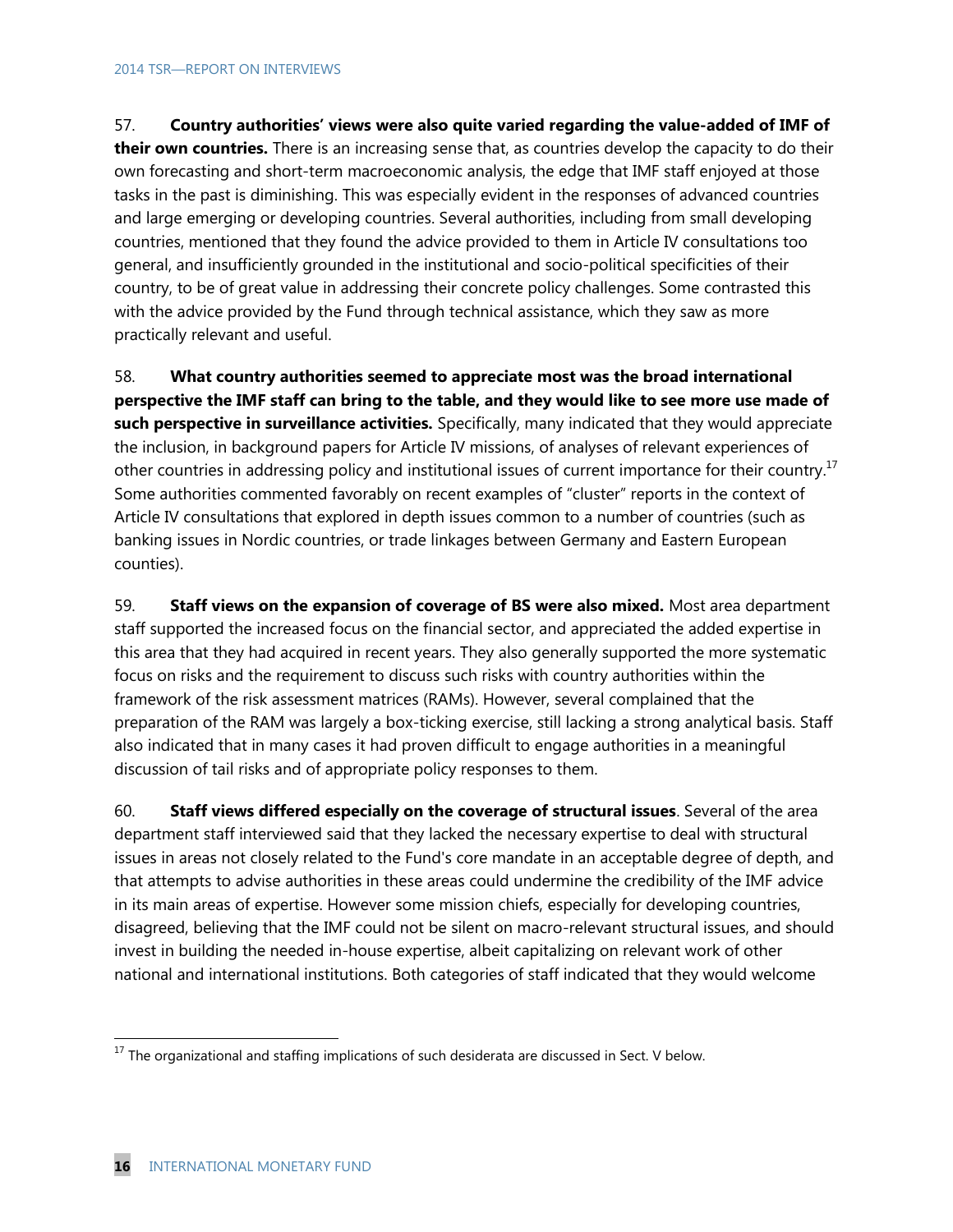57. **Country authorities' views were also quite varied regarding the value-added of IMF of their own countries.** There is an increasing sense that, as countries develop the capacity to do their own forecasting and short-term macroeconomic analysis, the edge that IMF staff enjoyed at those tasks in the past is diminishing. This was especially evident in the responses of advanced countries and large emerging or developing countries. Several authorities, including from small developing countries, mentioned that they found the advice provided to them in Article IV consultations too general, and insufficiently grounded in the institutional and socio-political specificities of their country, to be of great value in addressing their concrete policy challenges. Some contrasted this with the advice provided by the Fund through technical assistance, which they saw as more practically relevant and useful.

58. **What country authorities seemed to appreciate most was the broad international perspective the IMF staff can bring to the table, and they would like to see more use made of such perspective in surveillance activities.** Specifically, many indicated that they would appreciate the inclusion, in background papers for Article IV missions, of analyses of relevant experiences of other countries in addressing policy and institutional issues of current importance for their country.[17] Some authorities commented favorably on recent examples of "cluster" reports in the context of Article IV consultations that explored in depth issues common to a number of countries (such as banking issues in Nordic countries, or trade linkages between Germany and Eastern European counties).

59. **Staff views on the expansion of coverage of BS were also mixed.** Most area department staff supported the increased focus on the financial sector, and appreciated the added expertise in this area that they had acquired in recent years. They also generally supported the more systematic focus on risks and the requirement to discuss such risks with country authorities within the framework of the risk assessment matrices (RAMs). However, several complained that the preparation of the RAM was largely a box-ticking exercise, still lacking a strong analytical basis. Staff also indicated that in many cases it had proven difficult to engage authorities in a meaningful discussion of tail risks and of appropriate policy responses to them.

60. **Staff views differed especially on the coverage of structural issues**. Several of the area department staff interviewed said that they lacked the necessary expertise to deal with structural issues in areas not closely related to the Fund's core mandate in an acceptable degree of depth, and that attempts to advise authorities in these areas could undermine the credibility of the IMF advice in its main areas of expertise. However some mission chiefs, especially for developing countries, disagreed, believing that the IMF could not be silent on macro-relevant structural issues, and should invest in building the needed in-house expertise, albeit capitalizing on relevant work of other national and international institutions. Both categories of staff indicated that they would welcome

[17] The organizational and staffing implications of such desiderata are discussed in Sect. V below.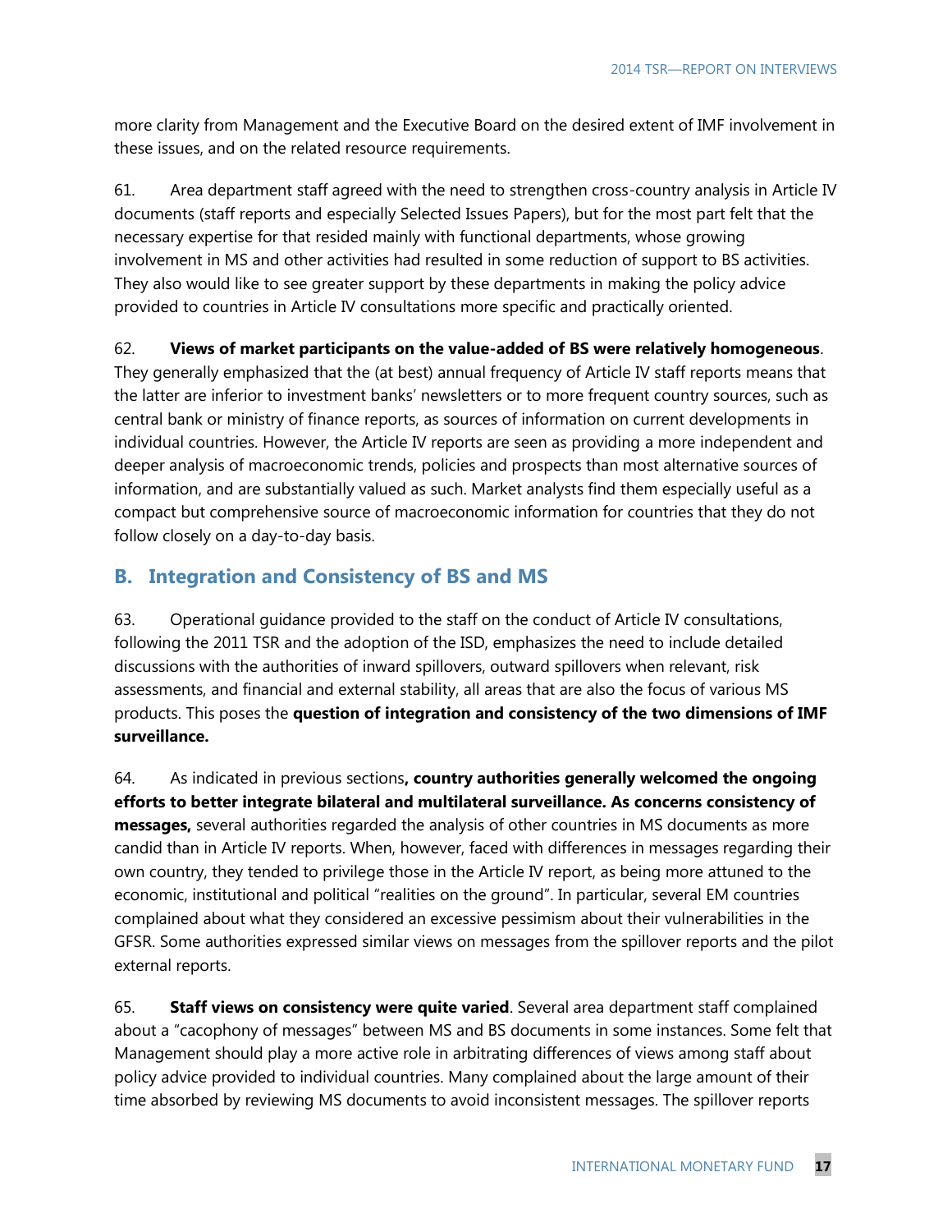more clarity from Management and the Executive Board on the desired extent of IMF involvement in these issues, and on the related resource requirements.

61. Area department staff agreed with the need to strengthen cross-country analysis in Article IV documents (staff reports and especially Selected Issues Papers), but for the most part felt that the necessary expertise for that resided mainly with functional departments, whose growing involvement in MS and other activities had resulted in some reduction of support to BS activities. They also would like to see greater support by these departments in making the policy advice provided to countries in Article IV consultations more specific and practically oriented.

62. **Views of market participants on the value-added of BS were relatively homogeneous**. They generally emphasized that the (at best) annual frequency of Article IV staff reports means that the latter are inferior to investment banks' newsletters or to more frequent country sources, such as central bank or ministry of finance reports, as sources of information on current developments in individual countries. However, the Article IV reports are seen as providing a more independent and deeper analysis of macroeconomic trends, policies and prospects than most alternative sources of information, and are substantially valued as such. Market analysts find them especially useful as a compact but comprehensive source of macroeconomic information for countries that they do not follow closely on a day-to-day basis.

## B. Integration and Consistency of BS and MS

63. Operational guidance provided to the staff on the conduct of Article IV consultations, following the 2011 TSR and the adoption of the ISD, emphasizes the need to include detailed discussions with the authorities of inward spillovers, outward spillovers when relevant, risk assessments, and financial and external stability, all areas that are also the focus of various MS products. This poses the **question of integration and consistency of the two dimensions of IMF surveillance.**

64. As indicated in previous sections**, country authorities generally welcomed the ongoing efforts to better integrate bilateral and multilateral surveillance. As concerns consistency of messages,** several authorities regarded the analysis of other countries in MS documents as more candid than in Article IV reports. When, however, faced with differences in messages regarding their own country, they tended to privilege those in the Article IV report, as being more attuned to the economic, institutional and political "realities on the ground". In particular, several EM countries complained about what they considered an excessive pessimism about their vulnerabilities in the GFSR. Some authorities expressed similar views on messages from the spillover reports and the pilot external reports.

65. **Staff views on consistency were quite varied**. Several area department staff complained about a "cacophony of messages" between MS and BS documents in some instances. Some felt that Management should play a more active role in arbitrating differences of views among staff about policy advice provided to individual countries. Many complained about the large amount of their time absorbed by reviewing MS documents to avoid inconsistent messages. The spillover reports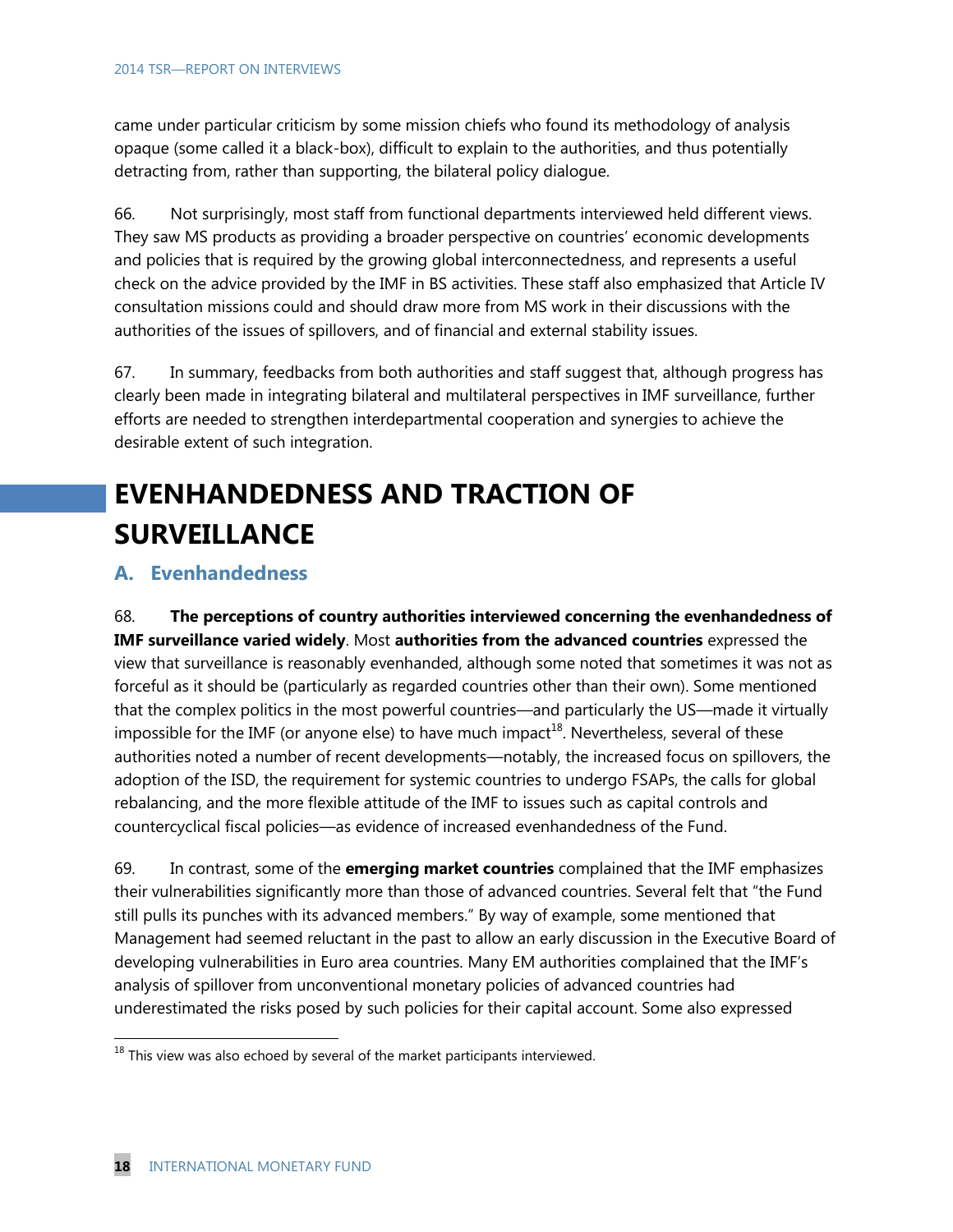came under particular criticism by some mission chiefs who found its methodology of analysis opaque (some called it a black-box), difficult to explain to the authorities, and thus potentially detracting from, rather than supporting, the bilateral policy dialogue.

66. Not surprisingly, most staff from functional departments interviewed held different views. They saw MS products as providing a broader perspective on countries' economic developments and policies that is required by the growing global interconnectedness, and represents a useful check on the advice provided by the IMF in BS activities. These staff also emphasized that Article IV consultation missions could and should draw more from MS work in their discussions with the authorities of the issues of spillovers, and of financial and external stability issues.

67. In summary, feedbacks from both authorities and staff suggest that, although progress has clearly been made in integrating bilateral and multilateral perspectives in IMF surveillance, further efforts are needed to strengthen interdepartmental cooperation and synergies to achieve the desirable extent of such integration.

# EVENHANDEDNESS AND TRACTION OF SURVEILLANCE

## A. Evenhandedness

68. **The perceptions of country authorities interviewed concerning the evenhandedness of IMF surveillance varied widely**. Most **authorities from the advanced countries** expressed the view that surveillance is reasonably evenhanded, although some noted that sometimes it was not as forceful as it should be (particularly as regarded countries other than their own). Some mentioned that the complex politics in the most powerful countries—and particularly the US—made it virtually impossible for the IMF (or anyone else) to have much impact[18]. Nevertheless, several of these authorities noted a number of recent developments—notably, the increased focus on spillovers, the adoption of the ISD, the requirement for systemic countries to undergo FSAPs, the calls for global rebalancing, and the more flexible attitude of the IMF to issues such as capital controls and countercyclical fiscal policies—as evidence of increased evenhandedness of the Fund.

69. In contrast, some of the **emerging market countries** complained that the IMF emphasizes their vulnerabilities significantly more than those of advanced countries. Several felt that "the Fund still pulls its punches with its advanced members." By way of example, some mentioned that Management had seemed reluctant in the past to allow an early discussion in the Executive Board of developing vulnerabilities in Euro area countries. Many EM authorities complained that the IMF's analysis of spillover from unconventional monetary policies of advanced countries had underestimated the risks posed by such policies for their capital account. Some also expressed

[18] This view was also echoed by several of the market participants interviewed.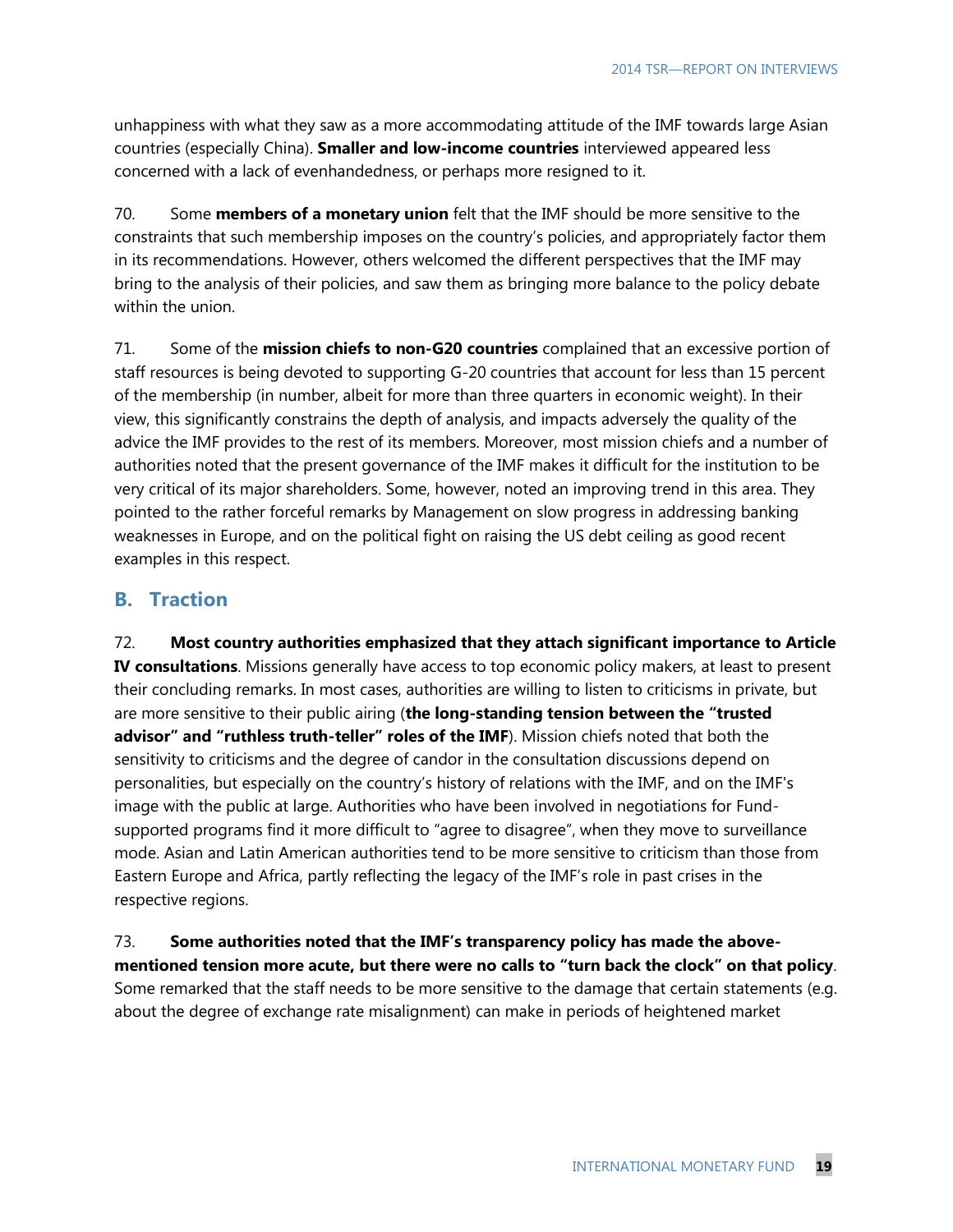unhappiness with what they saw as a more accommodating attitude of the IMF towards large Asian countries (especially China). **Smaller and low-income countries** interviewed appeared less concerned with a lack of evenhandedness, or perhaps more resigned to it.

70. Some **members of a monetary union** felt that the IMF should be more sensitive to the constraints that such membership imposes on the country's policies, and appropriately factor them in its recommendations. However, others welcomed the different perspectives that the IMF may bring to the analysis of their policies, and saw them as bringing more balance to the policy debate within the union.

71. Some of the **mission chiefs to non-G20 countries** complained that an excessive portion of staff resources is being devoted to supporting G-20 countries that account for less than 15 percent of the membership (in number, albeit for more than three quarters in economic weight). In their view, this significantly constrains the depth of analysis, and impacts adversely the quality of the advice the IMF provides to the rest of its members. Moreover, most mission chiefs and a number of authorities noted that the present governance of the IMF makes it difficult for the institution to be very critical of its major shareholders. Some, however, noted an improving trend in this area. They pointed to the rather forceful remarks by Management on slow progress in addressing banking weaknesses in Europe, and on the political fight on raising the US debt ceiling as good recent examples in this respect.

## B. Traction

72. **Most country authorities emphasized that they attach significant importance to Article IV consultations**. Missions generally have access to top economic policy makers, at least to present their concluding remarks. In most cases, authorities are willing to listen to criticisms in private, but are more sensitive to their public airing (**the long-standing tension between the "trusted advisor" and "ruthless truth-teller" roles of the IMF**). Mission chiefs noted that both the sensitivity to criticisms and the degree of candor in the consultation discussions depend on personalities, but especially on the country's history of relations with the IMF, and on the IMF's image with the public at large. Authorities who have been involved in negotiations for Fund-supported programs find it more difficult to "agree to disagree", when they move to surveillance mode. Asian and Latin American authorities tend to be more sensitive to criticism than those from Eastern Europe and Africa, partly reflecting the legacy of the IMF's role in past crises in the respective regions.

73. **Some authorities noted that the IMF's transparency policy has made the above-mentioned tension more acute, but there were no calls to "turn back the clock" on that policy**. Some remarked that the staff needs to be more sensitive to the damage that certain statements (e.g. about the degree of exchange rate misalignment) can make in periods of heightened market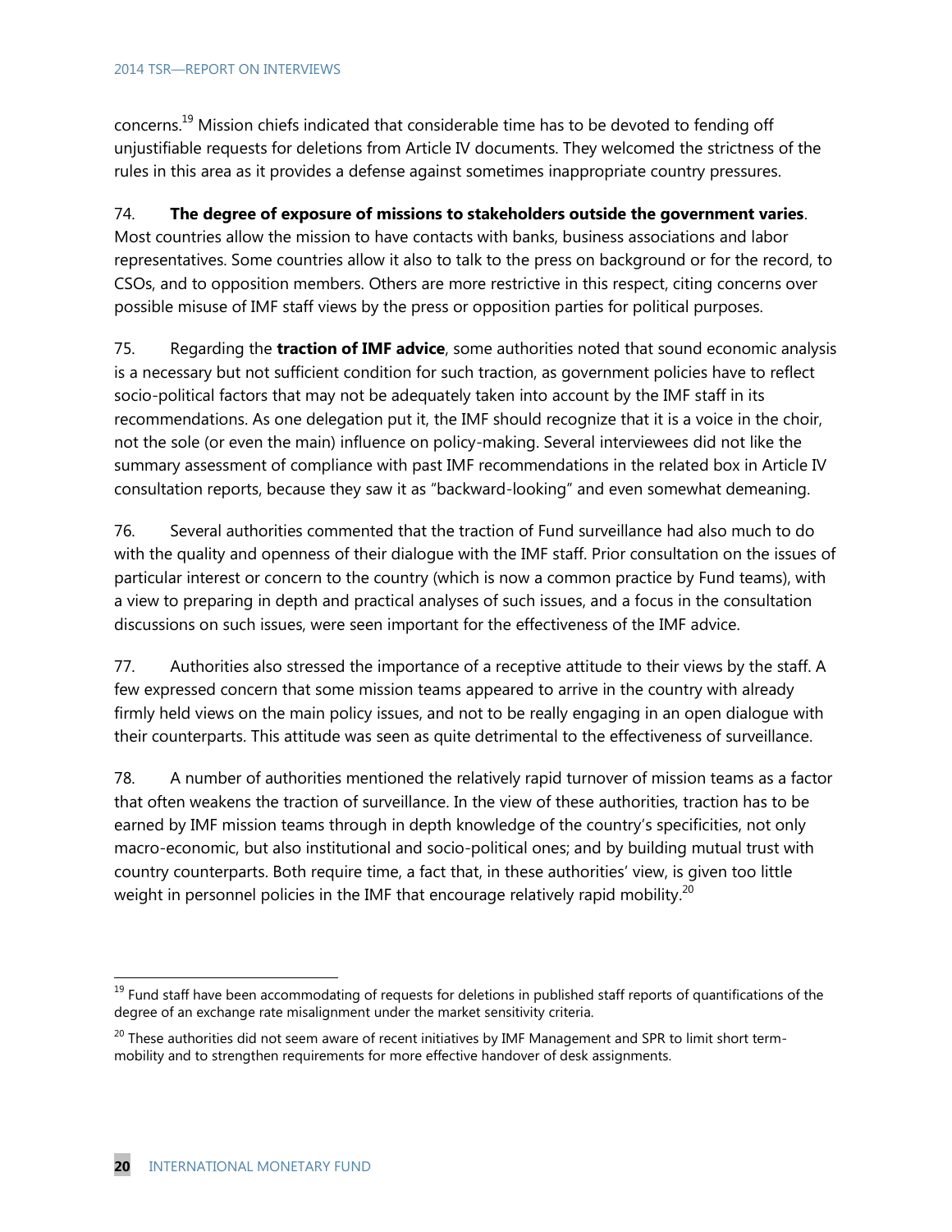concerns.[19] Mission chiefs indicated that considerable time has to be devoted to fending off unjustifiable requests for deletions from Article IV documents. They welcomed the strictness of the rules in this area as it provides a defense against sometimes inappropriate country pressures.

74. **The degree of exposure of missions to stakeholders outside the government varies**. Most countries allow the mission to have contacts with banks, business associations and labor representatives. Some countries allow it also to talk to the press on background or for the record, to CSOs, and to opposition members. Others are more restrictive in this respect, citing concerns over possible misuse of IMF staff views by the press or opposition parties for political purposes.

75. Regarding the **traction of IMF advice**, some authorities noted that sound economic analysis is a necessary but not sufficient condition for such traction, as government policies have to reflect socio-political factors that may not be adequately taken into account by the IMF staff in its recommendations. As one delegation put it, the IMF should recognize that it is a voice in the choir, not the sole (or even the main) influence on policy-making. Several interviewees did not like the summary assessment of compliance with past IMF recommendations in the related box in Article IV consultation reports, because they saw it as "backward-looking" and even somewhat demeaning.

76. Several authorities commented that the traction of Fund surveillance had also much to do with the quality and openness of their dialogue with the IMF staff. Prior consultation on the issues of particular interest or concern to the country (which is now a common practice by Fund teams), with a view to preparing in depth and practical analyses of such issues, and a focus in the consultation discussions on such issues, were seen important for the effectiveness of the IMF advice.

77. Authorities also stressed the importance of a receptive attitude to their views by the staff. A few expressed concern that some mission teams appeared to arrive in the country with already firmly held views on the main policy issues, and not to be really engaging in an open dialogue with their counterparts. This attitude was seen as quite detrimental to the effectiveness of surveillance.

78. A number of authorities mentioned the relatively rapid turnover of mission teams as a factor that often weakens the traction of surveillance. In the view of these authorities, traction has to be earned by IMF mission teams through in depth knowledge of the country's specificities, not only macro-economic, but also institutional and socio-political ones; and by building mutual trust with country counterparts. Both require time, a fact that, in these authorities' view, is given too little weight in personnel policies in the IMF that encourage relatively rapid mobility.[20]

---

[19] Fund staff have been accommodating of requests for deletions in published staff reports of quantifications of the degree of an exchange rate misalignment under the market sensitivity criteria.

[20] These authorities did not seem aware of recent initiatives by IMF Management and SPR to limit short term-mobility and to strengthen requirements for more effective handover of desk assignments.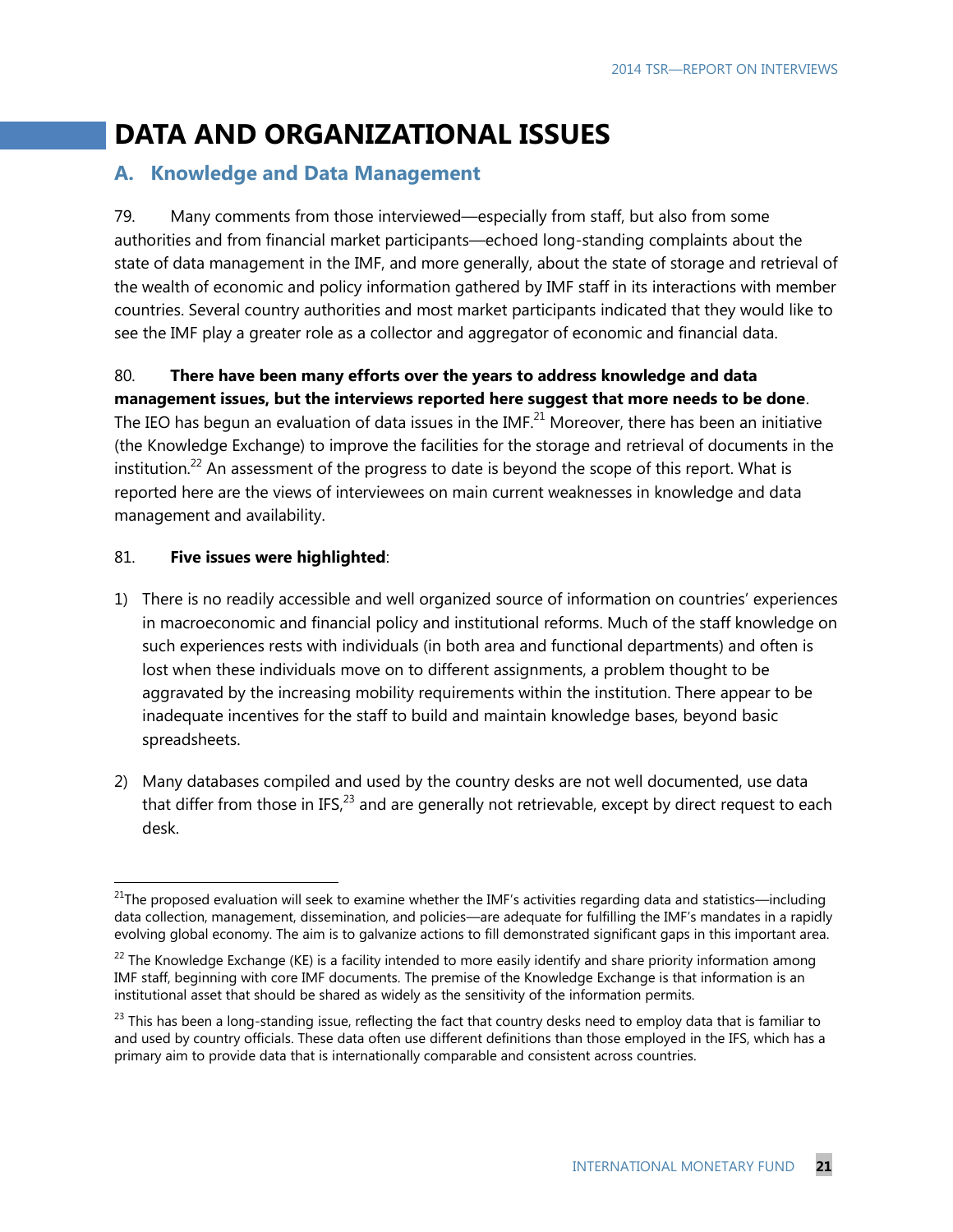# DATA AND ORGANIZATIONAL ISSUES

## A. Knowledge and Data Management

79. Many comments from those interviewed—especially from staff, but also from some authorities and from financial market participants—echoed long-standing complaints about the state of data management in the IMF, and more generally, about the state of storage and retrieval of the wealth of economic and policy information gathered by IMF staff in its interactions with member countries. Several country authorities and most market participants indicated that they would like to see the IMF play a greater role as a collector and aggregator of economic and financial data.

80. **There have been many efforts over the years to address knowledge and data management issues, but the interviews reported here suggest that more needs to be done**. The IEO has begun an evaluation of data issues in the IMF.[21] Moreover, there has been an initiative (the Knowledge Exchange) to improve the facilities for the storage and retrieval of documents in the institution.[22] An assessment of the progress to date is beyond the scope of this report. What is reported here are the views of interviewees on main current weaknesses in knowledge and data management and availability.

81. **Five issues were highlighted**:

1) There is no readily accessible and well organized source of information on countries' experiences in macroeconomic and financial policy and institutional reforms. Much of the staff knowledge on such experiences rests with individuals (in both area and functional departments) and often is lost when these individuals move on to different assignments, a problem thought to be aggravated by the increasing mobility requirements within the institution. There appear to be inadequate incentives for the staff to build and maintain knowledge bases, beyond basic spreadsheets.

2) Many databases compiled and used by the country desks are not well documented, use data that differ from those in IFS,[23] and are generally not retrievable, except by direct request to each desk.

---

[21] The proposed evaluation will seek to examine whether the IMF's activities regarding data and statistics—including data collection, management, dissemination, and policies—are adequate for fulfilling the IMF's mandates in a rapidly evolving global economy. The aim is to galvanize actions to fill demonstrated significant gaps in this important area.

[22] The Knowledge Exchange (KE) is a facility intended to more easily identify and share priority information among IMF staff, beginning with core IMF documents. The premise of the Knowledge Exchange is that information is an institutional asset that should be shared as widely as the sensitivity of the information permits.

[23] This has been a long-standing issue, reflecting the fact that country desks need to employ data that is familiar to and used by country officials. These data often use different definitions than those employed in the IFS, which has a primary aim to provide data that is internationally comparable and consistent across countries.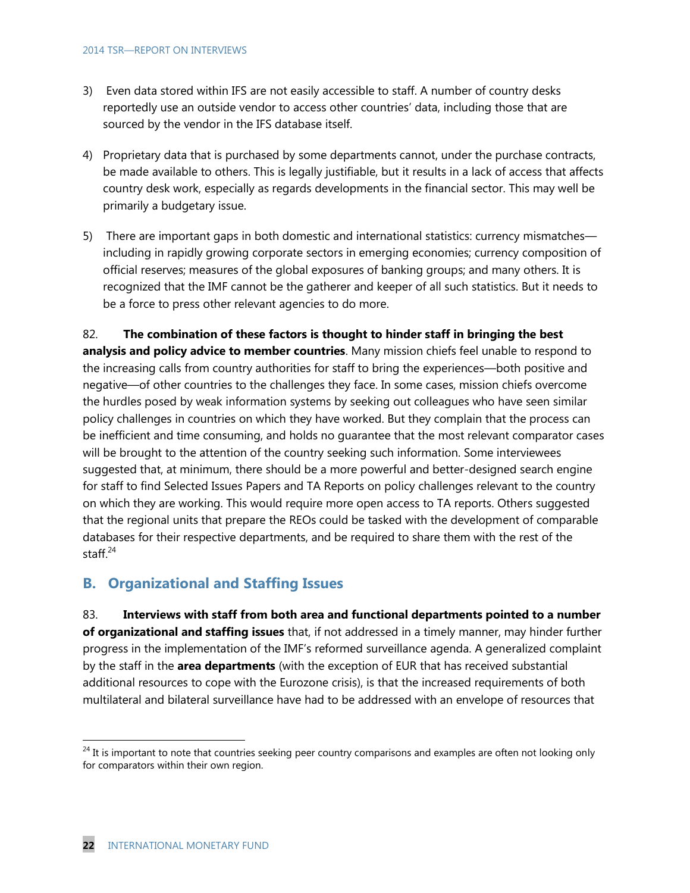3) Even data stored within IFS are not easily accessible to staff. A number of country desks reportedly use an outside vendor to access other countries' data, including those that are sourced by the vendor in the IFS database itself.

4) Proprietary data that is purchased by some departments cannot, under the purchase contracts, be made available to others. This is legally justifiable, but it results in a lack of access that affects country desk work, especially as regards developments in the financial sector. This may well be primarily a budgetary issue.

5) There are important gaps in both domestic and international statistics: currency mismatches—including in rapidly growing corporate sectors in emerging economies; currency composition of official reserves; measures of the global exposures of banking groups; and many others. It is recognized that the IMF cannot be the gatherer and keeper of all such statistics. But it needs to be a force to press other relevant agencies to do more.

82. **The combination of these factors is thought to hinder staff in bringing the best analysis and policy advice to member countries**. Many mission chiefs feel unable to respond to the increasing calls from country authorities for staff to bring the experiences—both positive and negative—of other countries to the challenges they face. In some cases, mission chiefs overcome the hurdles posed by weak information systems by seeking out colleagues who have seen similar policy challenges in countries on which they have worked. But they complain that the process can be inefficient and time consuming, and holds no guarantee that the most relevant comparator cases will be brought to the attention of the country seeking such information. Some interviewees suggested that, at minimum, there should be a more powerful and better-designed search engine for staff to find Selected Issues Papers and TA Reports on policy challenges relevant to the country on which they are working. This would require more open access to TA reports. Others suggested that the regional units that prepare the REOs could be tasked with the development of comparable databases for their respective departments, and be required to share them with the rest of the staff.[24]

## B. Organizational and Staffing Issues

83. **Interviews with staff from both area and functional departments pointed to a number of organizational and staffing issues** that, if not addressed in a timely manner, may hinder further progress in the implementation of the IMF's reformed surveillance agenda. A generalized complaint by the staff in the **area departments** (with the exception of EUR that has received substantial additional resources to cope with the Eurozone crisis), is that the increased requirements of both multilateral and bilateral surveillance have had to be addressed with an envelope of resources that

[24] It is important to note that countries seeking peer country comparisons and examples are often not looking only for comparators within their own region.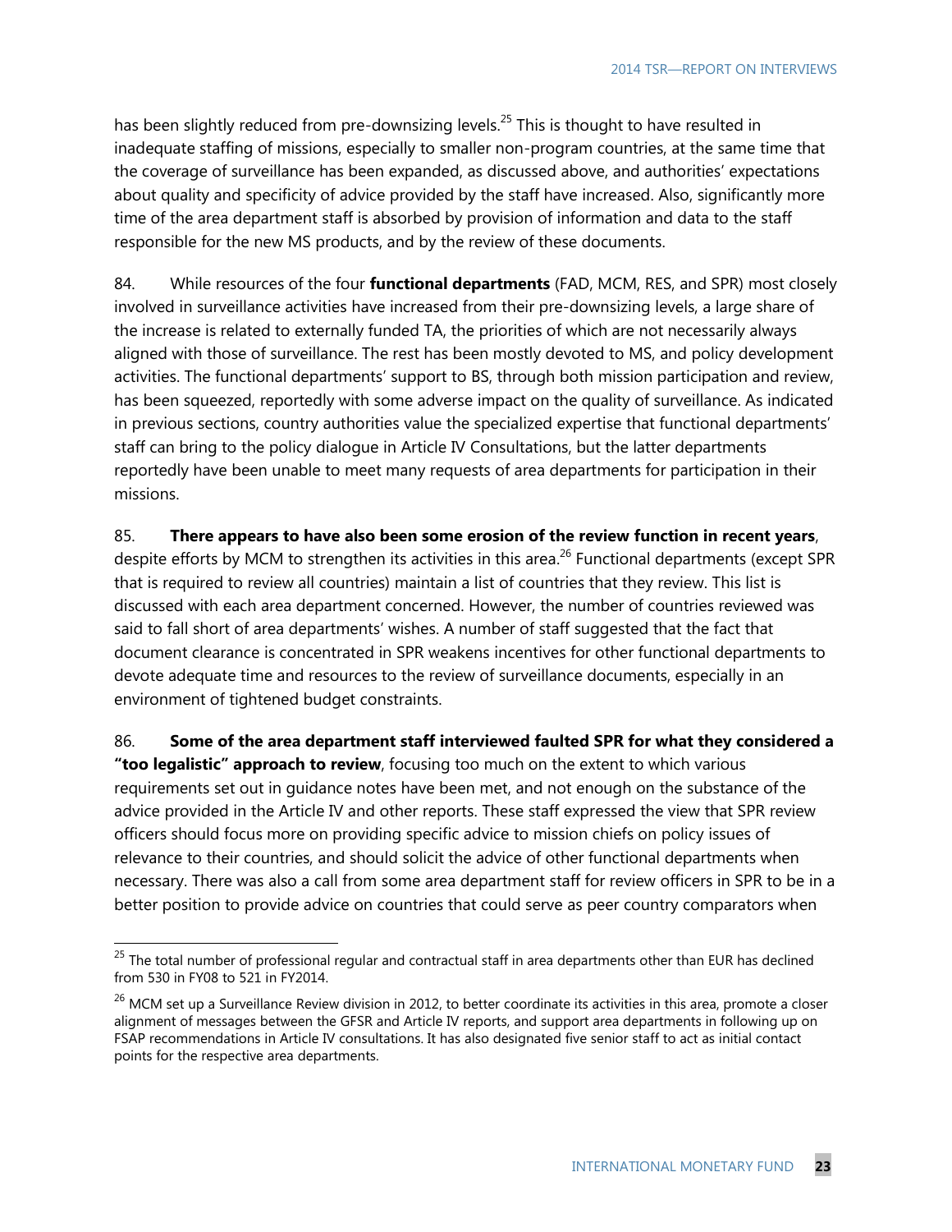has been slightly reduced from pre-downsizing levels.[25] This is thought to have resulted in inadequate staffing of missions, especially to smaller non-program countries, at the same time that the coverage of surveillance has been expanded, as discussed above, and authorities' expectations about quality and specificity of advice provided by the staff have increased. Also, significantly more time of the area department staff is absorbed by provision of information and data to the staff responsible for the new MS products, and by the review of these documents.

84. While resources of the four **functional departments** (FAD, MCM, RES, and SPR) most closely involved in surveillance activities have increased from their pre-downsizing levels, a large share of the increase is related to externally funded TA, the priorities of which are not necessarily always aligned with those of surveillance. The rest has been mostly devoted to MS, and policy development activities. The functional departments' support to BS, through both mission participation and review, has been squeezed, reportedly with some adverse impact on the quality of surveillance. As indicated in previous sections, country authorities value the specialized expertise that functional departments' staff can bring to the policy dialogue in Article IV Consultations, but the latter departments reportedly have been unable to meet many requests of area departments for participation in their missions.

85. **There appears to have also been some erosion of the review function in recent years**, despite efforts by MCM to strengthen its activities in this area.[26] Functional departments (except SPR that is required to review all countries) maintain a list of countries that they review. This list is discussed with each area department concerned. However, the number of countries reviewed was said to fall short of area departments' wishes. A number of staff suggested that the fact that document clearance is concentrated in SPR weakens incentives for other functional departments to devote adequate time and resources to the review of surveillance documents, especially in an environment of tightened budget constraints.

86. **Some of the area department staff interviewed faulted SPR for what they considered a "too legalistic" approach to review**, focusing too much on the extent to which various requirements set out in guidance notes have been met, and not enough on the substance of the advice provided in the Article IV and other reports. These staff expressed the view that SPR review officers should focus more on providing specific advice to mission chiefs on policy issues of relevance to their countries, and should solicit the advice of other functional departments when necessary. There was also a call from some area department staff for review officers in SPR to be in a better position to provide advice on countries that could serve as peer country comparators when

---

[25] The total number of professional regular and contractual staff in area departments other than EUR has declined from 530 in FY08 to 521 in FY2014.

[26] MCM set up a Surveillance Review division in 2012, to better coordinate its activities in this area, promote a closer alignment of messages between the GFSR and Article IV reports, and support area departments in following up on FSAP recommendations in Article IV consultations. It has also designated five senior staff to act as initial contact points for the respective area departments.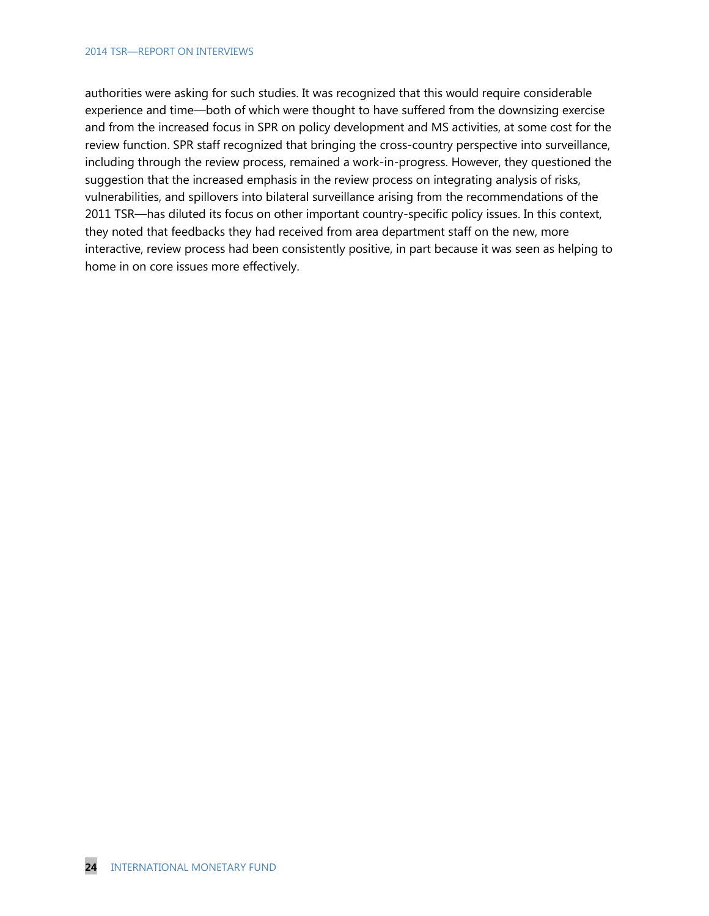authorities were asking for such studies. It was recognized that this would require considerable experience and time—both of which were thought to have suffered from the downsizing exercise and from the increased focus in SPR on policy development and MS activities, at some cost for the review function. SPR staff recognized that bringing the cross-country perspective into surveillance, including through the review process, remained a work-in-progress. However, they questioned the suggestion that the increased emphasis in the review process on integrating analysis of risks, vulnerabilities, and spillovers into bilateral surveillance arising from the recommendations of the 2011 TSR—has diluted its focus on other important country-specific policy issues. In this context, they noted that feedbacks they had received from area department staff on the new, more interactive, review process had been consistently positive, in part because it was seen as helping to home in on core issues more effectively.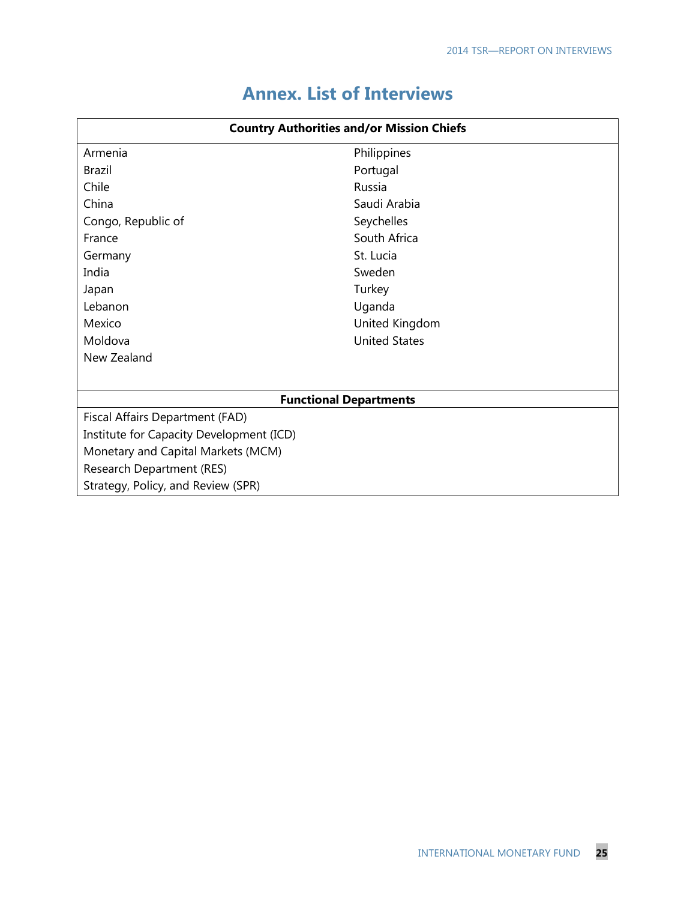# Annex. List of Interviews

| Country Authorities and/or Mission Chiefs | |
|---|---|
| Armenia | Philippines |
| Brazil | Portugal |
| Chile | Russia |
| China | Saudi Arabia |
| Congo, Republic of | Seychelles |
| France | South Africa |
| Germany | St. Lucia |
| India | Sweden |
| Japan | Turkey |
| Lebanon | Uganda |
| Mexico | United Kingdom |
| Moldova | United States |
| New Zealand | |

| Functional Departments |
|---|
| Fiscal Affairs Department (FAD) |
| Institute for Capacity Development (ICD) |
| Monetary and Capital Markets (MCM) |
| Research Department (RES) |
| Strategy, Policy, and Review (SPR) |